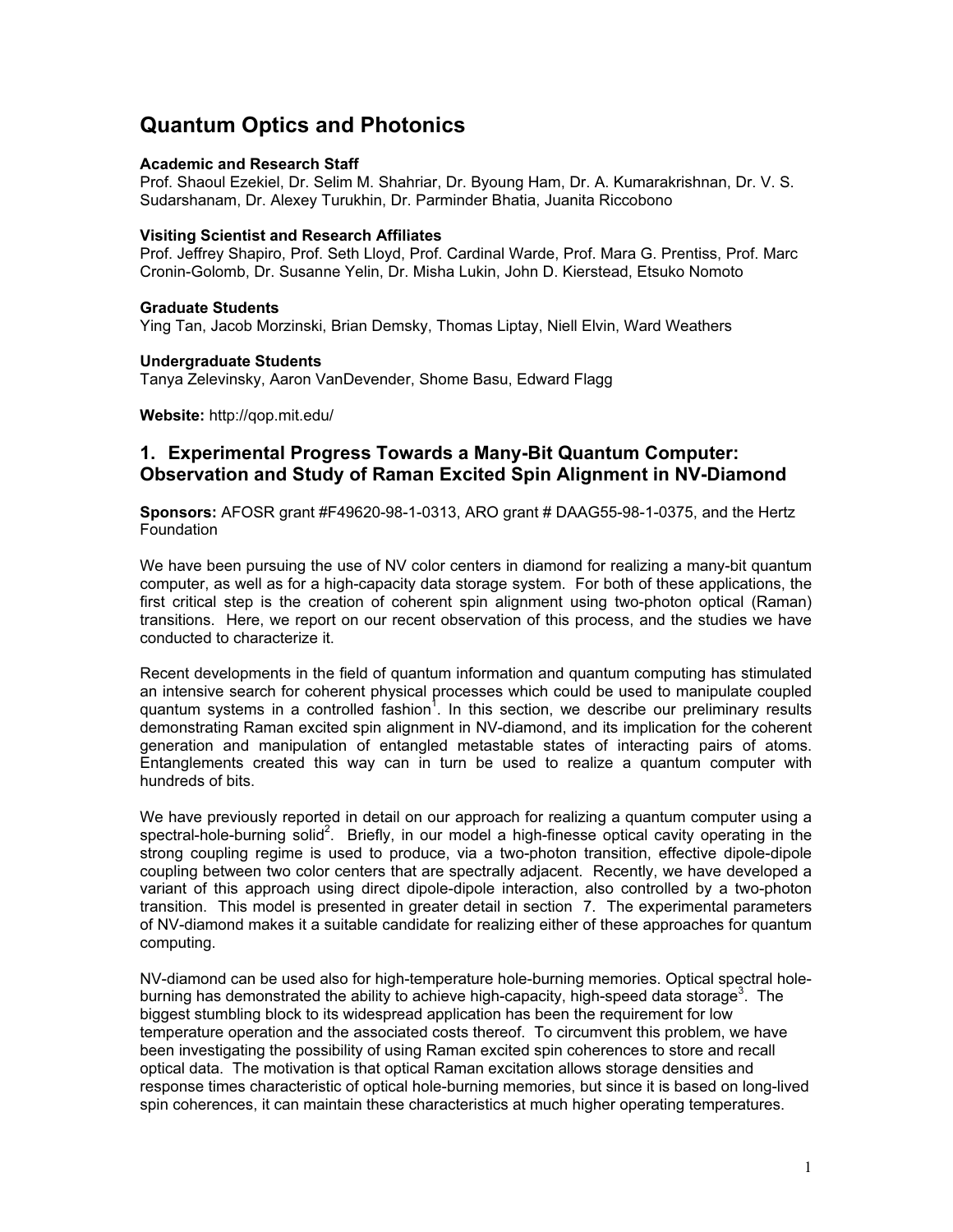# Quantum Optics and Photonics

**Academic and Research Staff**
Prof. Shaoul Ezekiel, Dr. Selim M. Shahriar, Dr. Byoung Ham, Dr. A. Kumarakrishnan, Dr. V. S. Sudarshanam, Dr. Alexey Turukhin, Dr. Parminder Bhatia, Juanita Riccobono

**Visiting Scientist and Research Affiliates**
Prof. Jeffrey Shapiro, Prof. Seth Lloyd, Prof. Cardinal Warde, Prof. Mara G. Prentiss, Prof. Marc Cronin-Golomb, Dr. Susanne Yelin, Dr. Misha Lukin, John D. Kierstead, Etsuko Nomoto

**Graduate Students**
Ying Tan, Jacob Morzinski, Brian Demsky, Thomas Liptay, Niell Elvin, Ward Weathers

**Undergraduate Students**
Tanya Zelevinsky, Aaron VanDevender, Shome Basu, Edward Flagg

**Website:** http://qop.mit.edu/

## 1. Experimental Progress Towards a Many-Bit Quantum Computer: Observation and Study of Raman Excited Spin Alignment in NV-Diamond

**Sponsors:** AFOSR grant #F49620-98-1-0313, ARO grant # DAAG55-98-1-0375, and the Hertz Foundation

We have been pursuing the use of NV color centers in diamond for realizing a many-bit quantum computer, as well as for a high-capacity data storage system. For both of these applications, the first critical step is the creation of coherent spin alignment using two-photon optical (Raman) transitions. Here, we report on our recent observation of this process, and the studies we have conducted to characterize it.

Recent developments in the field of quantum information and quantum computing has stimulated an intensive search for coherent physical processes which could be used to manipulate coupled quantum systems in a controlled fashion[1]. In this section, we describe our preliminary results demonstrating Raman excited spin alignment in NV-diamond, and its implication for the coherent generation and manipulation of entangled metastable states of interacting pairs of atoms. Entanglements created this way can in turn be used to realize a quantum computer with hundreds of bits.

We have previously reported in detail on our approach for realizing a quantum computer using a spectral-hole-burning solid[2]. Briefly, in our model a high-finesse optical cavity operating in the strong coupling regime is used to produce, via a two-photon transition, effective dipole-dipole coupling between two color centers that are spectrally adjacent. Recently, we have developed a variant of this approach using direct dipole-dipole interaction, also controlled by a two-photon transition. This model is presented in greater detail in section 7. The experimental parameters of NV-diamond makes it a suitable candidate for realizing either of these approaches for quantum computing.

NV-diamond can be used also for high-temperature hole-burning memories. Optical spectral hole-burning has demonstrated the ability to achieve high-capacity, high-speed data storage[3]. The biggest stumbling block to its widespread application has been the requirement for low temperature operation and the associated costs thereof. To circumvent this problem, we have been investigating the possibility of using Raman excited spin coherences to store and recall optical data. The motivation is that optical Raman excitation allows storage densities and response times characteristic of optical hole-burning memories, but since it is based on long-lived spin coherences, it can maintain these characteristics at much higher operating temperatures.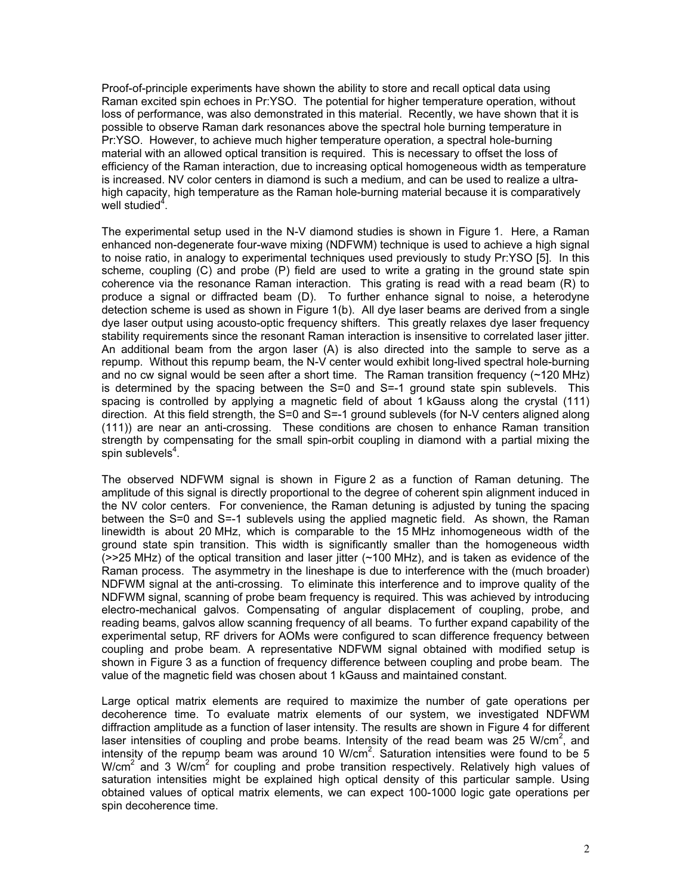Proof-of-principle experiments have shown the ability to store and recall optical data using Raman excited spin echoes in Pr:YSO. The potential for higher temperature operation, without loss of performance, was also demonstrated in this material. Recently, we have shown that it is possible to observe Raman dark resonances above the spectral hole burning temperature in Pr:YSO. However, to achieve much higher temperature operation, a spectral hole-burning material with an allowed optical transition is required. This is necessary to offset the loss of efficiency of the Raman interaction, due to increasing optical homogeneous width as temperature is increased. NV color centers in diamond is such a medium, and can be used to realize a ultra-high capacity, high temperature as the Raman hole-burning material because it is comparatively well studied[4].

The experimental setup used in the N-V diamond studies is shown in Figure 1. Here, a Raman enhanced non-degenerate four-wave mixing (NDFWM) technique is used to achieve a high signal to noise ratio, in analogy to experimental techniques used previously to study Pr:YSO [5]. In this scheme, coupling (C) and probe (P) field are used to write a grating in the ground state spin coherence via the resonance Raman interaction. This grating is read with a read beam (R) to produce a signal or diffracted beam (D). To further enhance signal to noise, a heterodyne detection scheme is used as shown in Figure 1(b). All dye laser beams are derived from a single dye laser output using acousto-optic frequency shifters. This greatly relaxes dye laser frequency stability requirements since the resonant Raman interaction is insensitive to correlated laser jitter. An additional beam from the argon laser (A) is also directed into the sample to serve as a repump. Without this repump beam, the N-V center would exhibit long-lived spectral hole-burning and no cw signal would be seen after a short time. The Raman transition frequency (~120 MHz) is determined by the spacing between the S=0 and S=-1 ground state spin sublevels. This spacing is controlled by applying a magnetic field of about 1 kGauss along the crystal (111) direction. At this field strength, the S=0 and S=-1 ground sublevels (for N-V centers aligned along (111)) are near an anti-crossing. These conditions are chosen to enhance Raman transition strength by compensating for the small spin-orbit coupling in diamond with a partial mixing the spin sublevels[4].

The observed NDFWM signal is shown in Figure 2 as a function of Raman detuning. The amplitude of this signal is directly proportional to the degree of coherent spin alignment induced in the NV color centers. For convenience, the Raman detuning is adjusted by tuning the spacing between the S=0 and S=-1 sublevels using the applied magnetic field. As shown, the Raman linewidth is about 20 MHz, which is comparable to the 15 MHz inhomogeneous width of the ground state spin transition. This width is significantly smaller than the homogeneous width (>>25 MHz) of the optical transition and laser jitter (~100 MHz), and is taken as evidence of the Raman process. The asymmetry in the lineshape is due to interference with the (much broader) NDFWM signal at the anti-crossing. To eliminate this interference and to improve quality of the NDFWM signal, scanning of probe beam frequency is required. This was achieved by introducing electro-mechanical galvos. Compensating of angular displacement of coupling, probe, and reading beams, galvos allow scanning frequency of all beams. To further expand capability of the experimental setup, RF drivers for AOMs were configured to scan difference frequency between coupling and probe beam. A representative NDFWM signal obtained with modified setup is shown in Figure 3 as a function of frequency difference between coupling and probe beam. The value of the magnetic field was chosen about 1 kGauss and maintained constant.

Large optical matrix elements are required to maximize the number of gate operations per decoherence time. To evaluate matrix elements of our system, we investigated NDFWM diffraction amplitude as a function of laser intensity. The results are shown in Figure 4 for different laser intensities of coupling and probe beams. Intensity of the read beam was 25 W/cm$^2$, and intensity of the repump beam was around 10 W/cm$^2$. Saturation intensities were found to be 5 W/cm$^2$ and 3 W/cm$^2$ for coupling and probe transition respectively. Relatively high values of saturation intensities might be explained high optical density of this particular sample. Using obtained values of optical matrix elements, we can expect 100-1000 logic gate operations per spin decoherence time.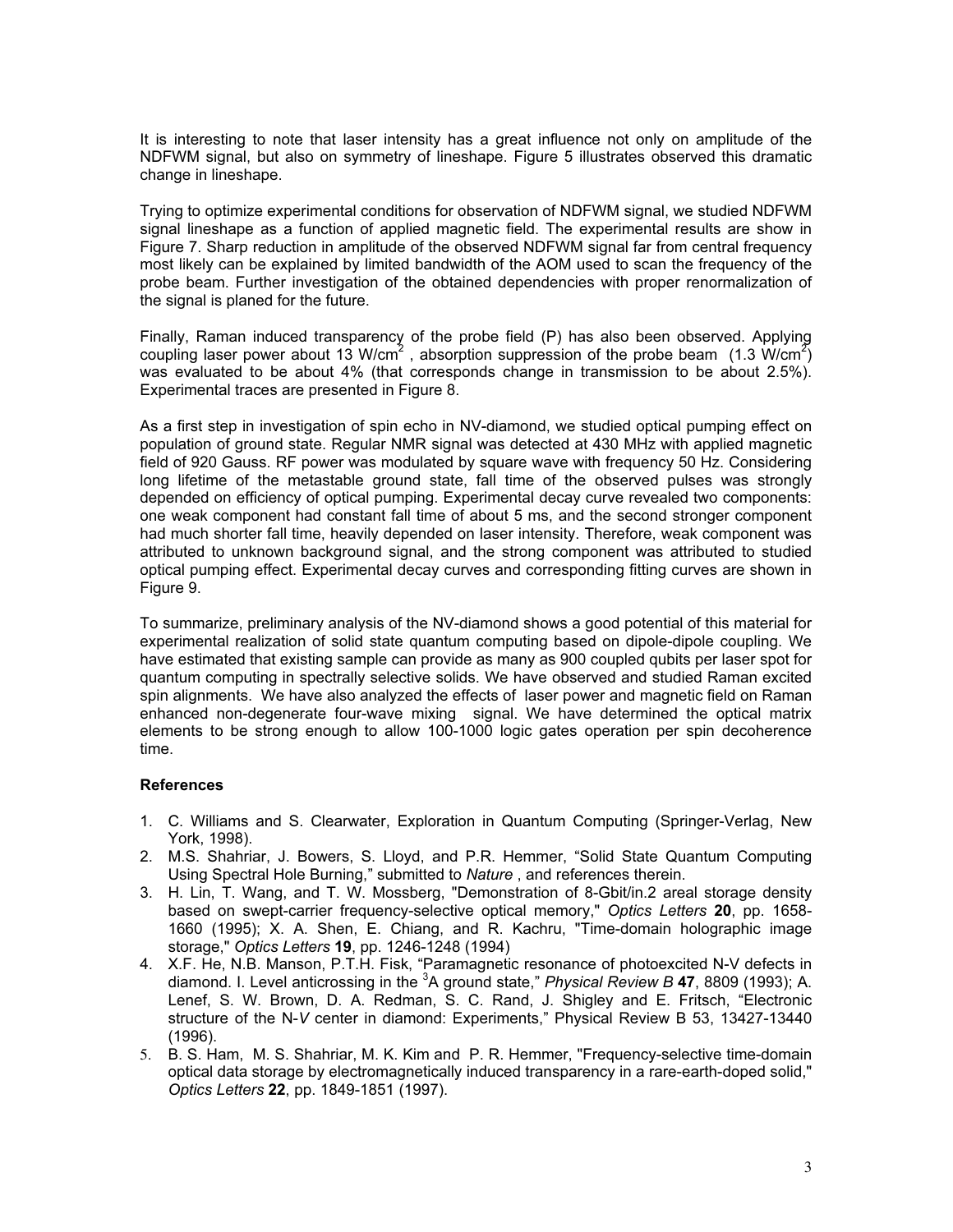It is interesting to note that laser intensity has a great influence not only on amplitude of the NDFWM signal, but also on symmetry of lineshape. Figure 5 illustrates observed this dramatic change in lineshape.

Trying to optimize experimental conditions for observation of NDFWM signal, we studied NDFWM signal lineshape as a function of applied magnetic field. The experimental results are show in Figure 7. Sharp reduction in amplitude of the observed NDFWM signal far from central frequency most likely can be explained by limited bandwidth of the AOM used to scan the frequency of the probe beam. Further investigation of the obtained dependencies with proper renormalization of the signal is planed for the future.

Finally, Raman induced transparency of the probe field (P) has also been observed. Applying coupling laser power about 13 W/cm$^2$ , absorption suppression of the probe beam (1.3 W/cm$^2$) was evaluated to be about 4% (that corresponds change in transmission to be about 2.5%). Experimental traces are presented in Figure 8.

As a first step in investigation of spin echo in NV-diamond, we studied optical pumping effect on population of ground state. Regular NMR signal was detected at 430 MHz with applied magnetic field of 920 Gauss. RF power was modulated by square wave with frequency 50 Hz. Considering long lifetime of the metastable ground state, fall time of the observed pulses was strongly depended on efficiency of optical pumping. Experimental decay curve revealed two components: one weak component had constant fall time of about 5 ms, and the second stronger component had much shorter fall time, heavily depended on laser intensity. Therefore, weak component was attributed to unknown background signal, and the strong component was attributed to studied optical pumping effect. Experimental decay curves and corresponding fitting curves are shown in Figure 9.

To summarize, preliminary analysis of the NV-diamond shows a good potential of this material for experimental realization of solid state quantum computing based on dipole-dipole coupling. We have estimated that existing sample can provide as many as 900 coupled qubits per laser spot for quantum computing in spectrally selective solids. We have observed and studied Raman excited spin alignments. We have also analyzed the effects of laser power and magnetic field on Raman enhanced non-degenerate four-wave mixing signal. We have determined the optical matrix elements to be strong enough to allow 100-1000 logic gates operation per spin decoherence time.

**References**

1. C. Williams and S. Clearwater, Exploration in Quantum Computing (Springer-Verlag, New York, 1998).
2. M.S. Shahriar, J. Bowers, S. Lloyd, and P.R. Hemmer, "Solid State Quantum Computing Using Spectral Hole Burning," submitted to *Nature* , and references therein.
3. H. Lin, T. Wang, and T. W. Mossberg, "Demonstration of 8-Gbit/in.2 areal storage density based on swept-carrier frequency-selective optical memory," *Optics Letters* **20**, pp. 1658-1660 (1995); X. A. Shen, E. Chiang, and R. Kachru, "Time-domain holographic image storage," *Optics Letters* **19**, pp. 1246-1248 (1994)
4. X.F. He, N.B. Manson, P.T.H. Fisk, "Paramagnetic resonance of photoexcited N-V defects in diamond. I. Level anticrossing in the $^3$A ground state," *Physical Review B* **47**, 8809 (1993); A. Lenef, S. W. Brown, D. A. Redman, S. C. Rand, J. Shigley and E. Fritsch, "Electronic structure of the N-*V* center in diamond: Experiments," Physical Review B 53, 13427-13440 (1996).
5. B. S. Ham, M. S. Shahriar, M. K. Kim and P. R. Hemmer, "Frequency-selective time-domain optical data storage by electromagnetically induced transparency in a rare-earth-doped solid," *Optics Letters* **22**, pp. 1849-1851 (1997).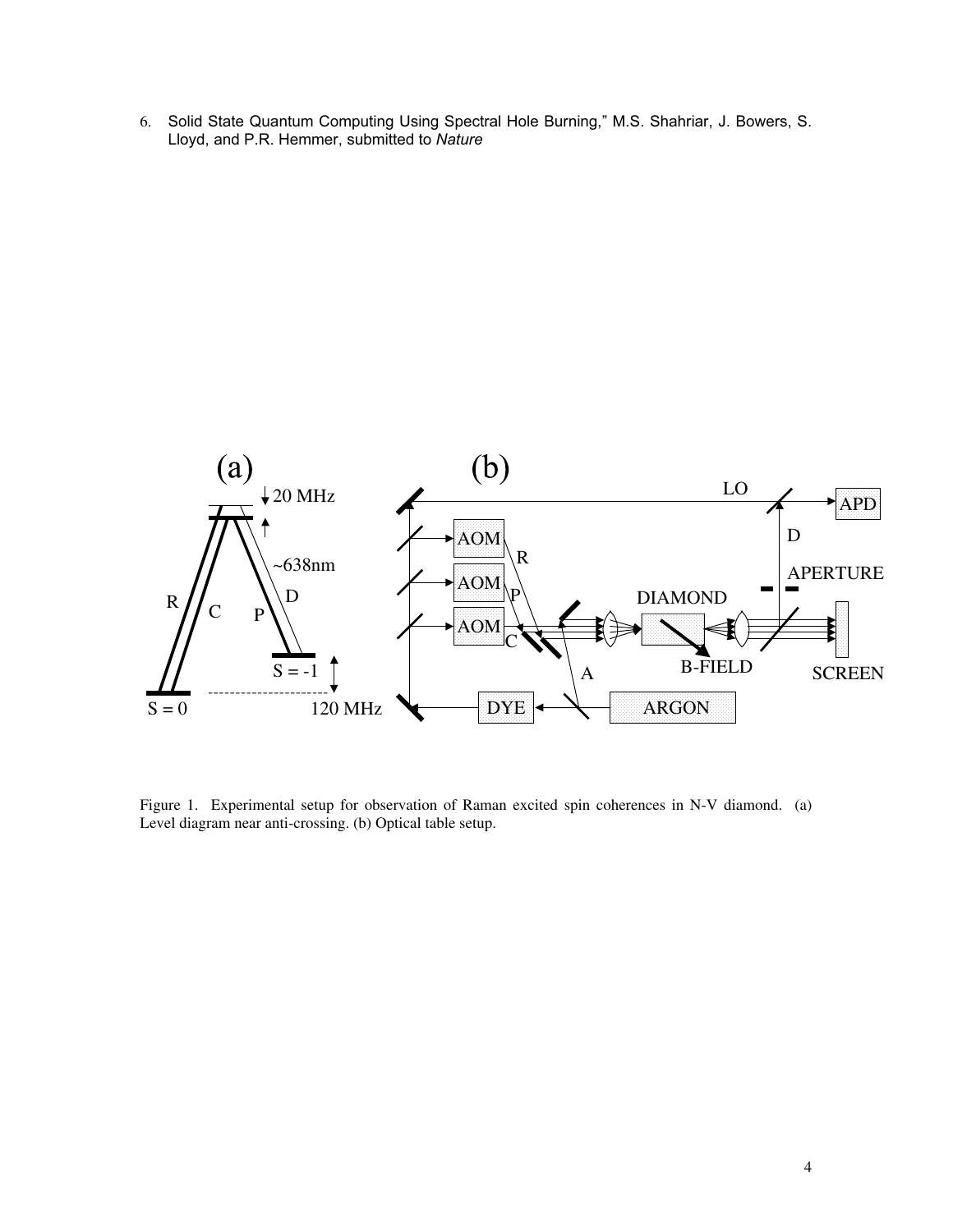6. Solid State Quantum Computing Using Spectral Hole Burning," M.S. Shahriar, J. Bowers, S. Lloyd, and P.R. Hemmer, submitted to *Nature*

Figure 1. Experimental setup for observation of Raman excited spin coherences in N-V diamond. (a) Level diagram near anti-crossing. (b) Optical table setup.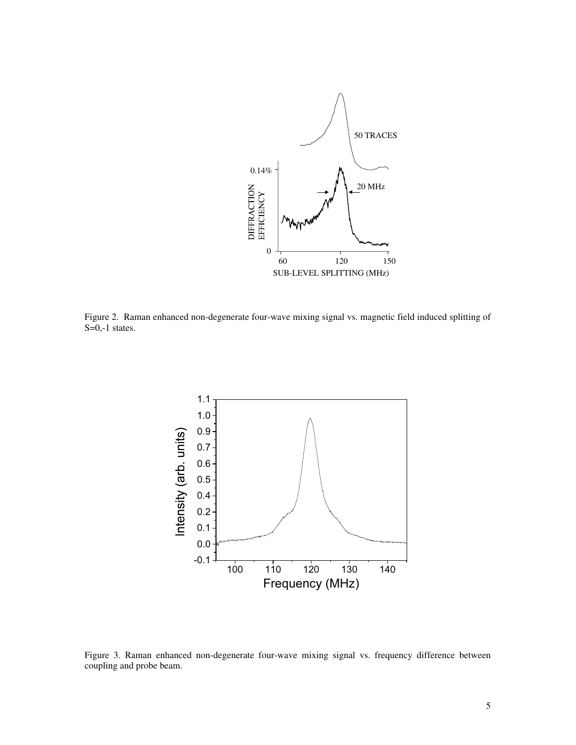Figure 2. Raman enhanced non-degenerate four-wave mixing signal vs. magnetic field induced splitting of S=0,-1 states.

Figure 3. Raman enhanced non-degenerate four-wave mixing signal vs. frequency difference between coupling and probe beam.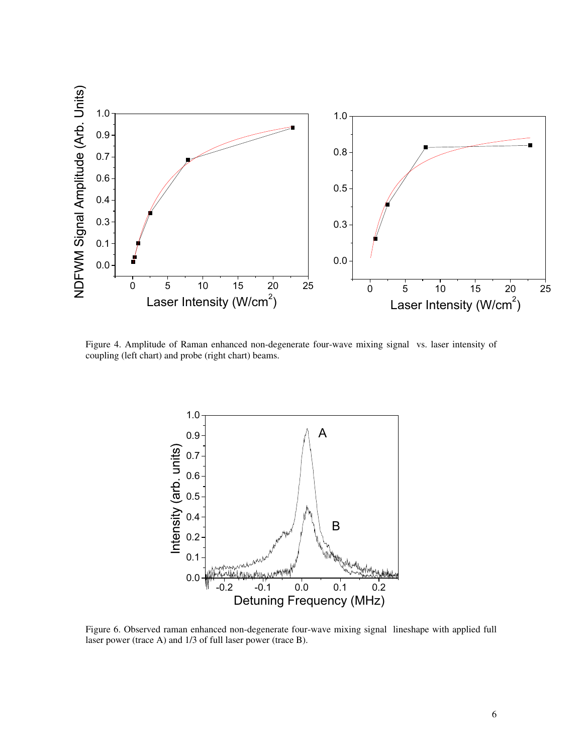Figure 4. Amplitude of Raman enhanced non-degenerate four-wave mixing signal vs. laser intensity of coupling (left chart) and probe (right chart) beams.

Figure 6. Observed raman enhanced non-degenerate four-wave mixing signal lineshape with applied full laser power (trace A) and 1/3 of full laser power (trace B).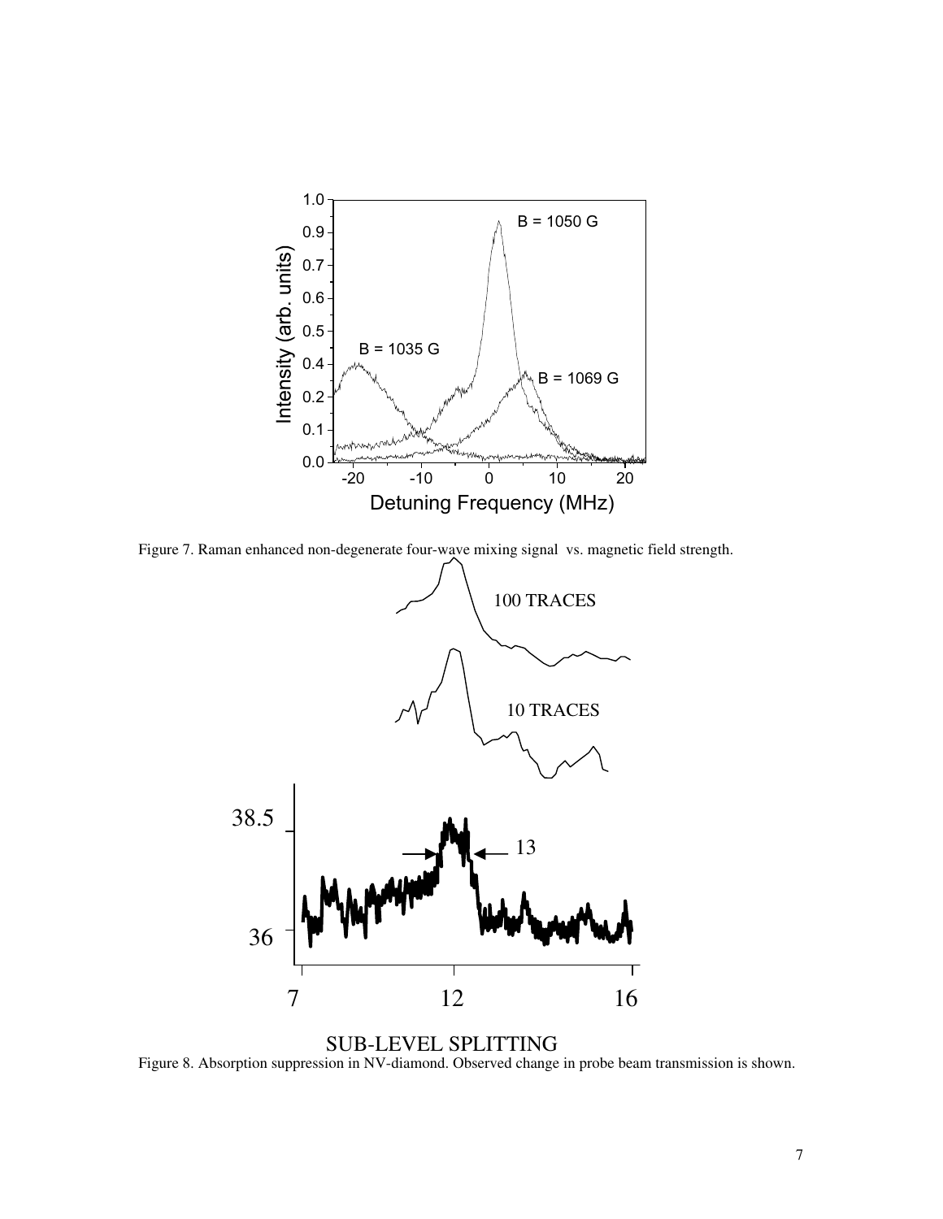Figure 7. Raman enhanced non-degenerate four-wave mixing signal vs. magnetic field strength.

SUB-LEVEL SPLITTING

Figure 8. Absorption suppression in NV-diamond. Observed change in probe beam transmission is shown.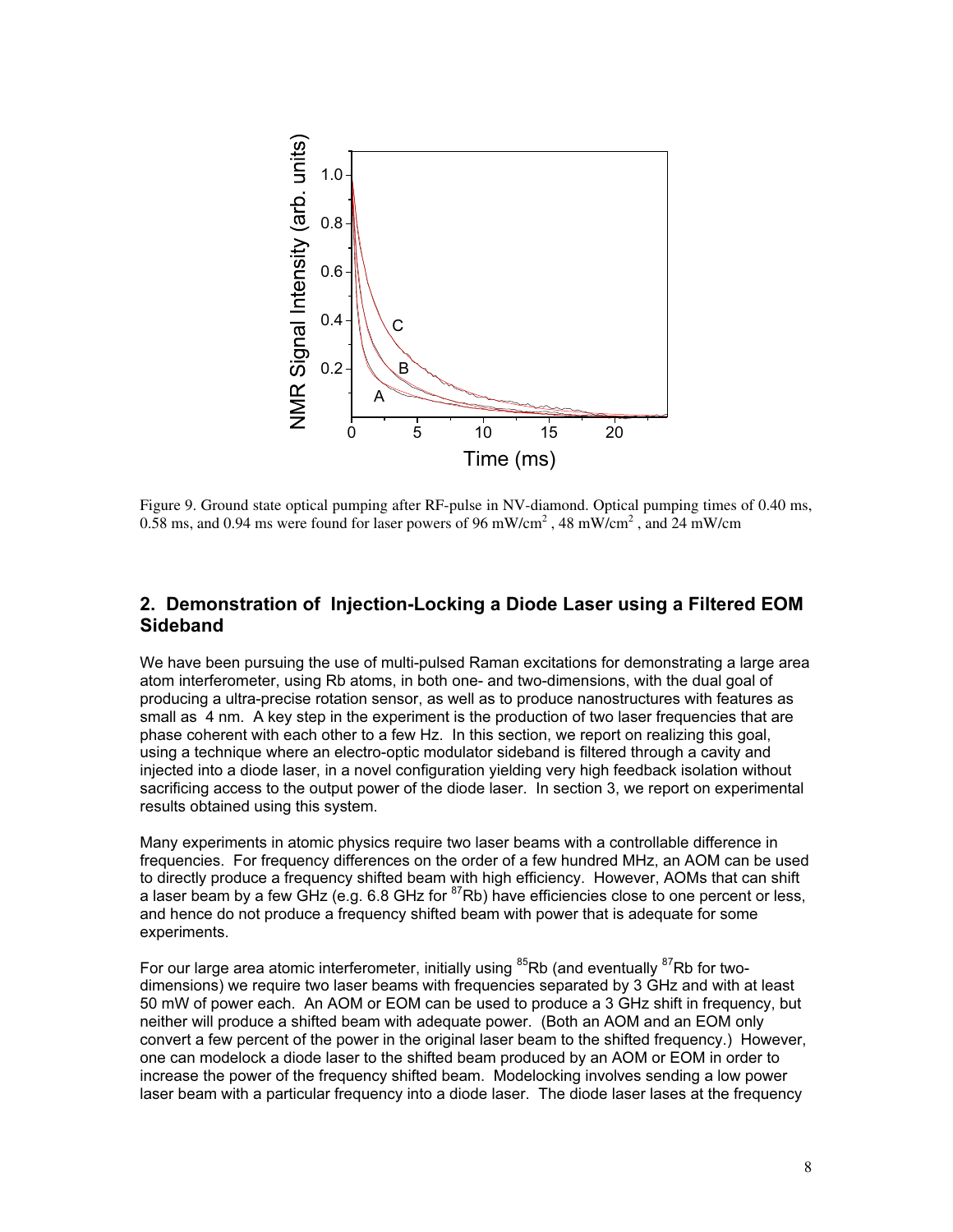Figure 9. Ground state optical pumping after RF-pulse in NV-diamond. Optical pumping times of 0.40 ms, 0.58 ms, and 0.94 ms were found for laser powers of 96 mW/cm$^2$ , 48 mW/cm$^2$ , and 24 mW/cm

## 2. Demonstration of Injection-Locking a Diode Laser using a Filtered EOM Sideband

We have been pursuing the use of multi-pulsed Raman excitations for demonstrating a large area atom interferometer, using Rb atoms, in both one- and two-dimensions, with the dual goal of producing a ultra-precise rotation sensor, as well as to produce nanostructures with features as small as 4 nm. A key step in the experiment is the production of two laser frequencies that are phase coherent with each other to a few Hz. In this section, we report on realizing this goal, using a technique where an electro-optic modulator sideband is filtered through a cavity and injected into a diode laser, in a novel configuration yielding very high feedback isolation without sacrificing access to the output power of the diode laser. In section 3, we report on experimental results obtained using this system.

Many experiments in atomic physics require two laser beams with a controllable difference in frequencies. For frequency differences on the order of a few hundred MHz, an AOM can be used to directly produce a frequency shifted beam with high efficiency. However, AOMs that can shift a laser beam by a few GHz (e.g. 6.8 GHz for $^{87}$Rb) have efficiencies close to one percent or less, and hence do not produce a frequency shifted beam with power that is adequate for some experiments.

For our large area atomic interferometer, initially using $^{85}$Rb (and eventually $^{87}$Rb for two-dimensions) we require two laser beams with frequencies separated by 3 GHz and with at least 50 mW of power each. An AOM or EOM can be used to produce a 3 GHz shift in frequency, but neither will produce a shifted beam with adequate power. (Both an AOM and an EOM only convert a few percent of the power in the original laser beam to the shifted frequency.) However, one can modelock a diode laser to the shifted beam produced by an AOM or EOM in order to increase the power of the frequency shifted beam. Modelocking involves sending a low power laser beam with a particular frequency into a diode laser. The diode laser lases at the frequency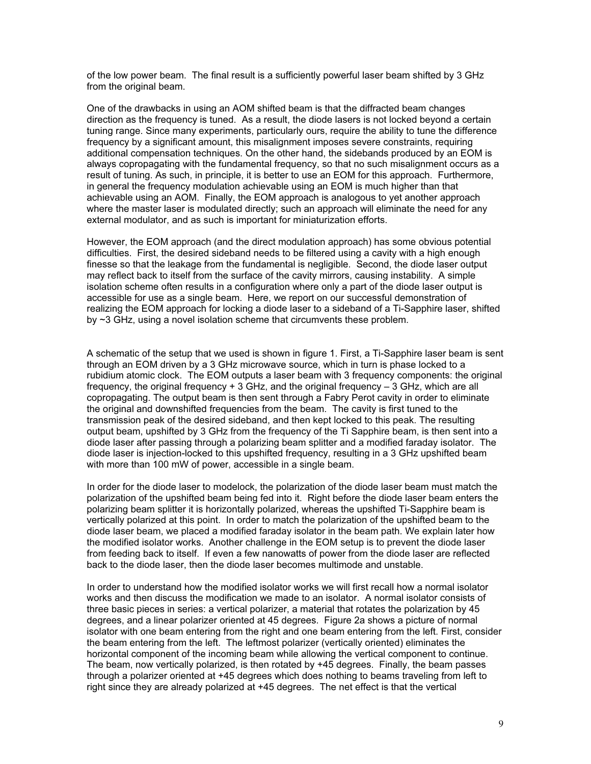of the low power beam. The final result is a sufficiently powerful laser beam shifted by 3 GHz from the original beam.

One of the drawbacks in using an AOM shifted beam is that the diffracted beam changes direction as the frequency is tuned. As a result, the diode lasers is not locked beyond a certain tuning range. Since many experiments, particularly ours, require the ability to tune the difference frequency by a significant amount, this misalignment imposes severe constraints, requiring additional compensation techniques. On the other hand, the sidebands produced by an EOM is always copropagating with the fundamental frequency, so that no such misalignment occurs as a result of tuning. As such, in principle, it is better to use an EOM for this approach. Furthermore, in general the frequency modulation achievable using an EOM is much higher than that achievable using an AOM. Finally, the EOM approach is analogous to yet another approach where the master laser is modulated directly; such an approach will eliminate the need for any external modulator, and as such is important for miniaturization efforts.

However, the EOM approach (and the direct modulation approach) has some obvious potential difficulties. First, the desired sideband needs to be filtered using a cavity with a high enough finesse so that the leakage from the fundamental is negligible. Second, the diode laser output may reflect back to itself from the surface of the cavity mirrors, causing instability. A simple isolation scheme often results in a configuration where only a part of the diode laser output is accessible for use as a single beam. Here, we report on our successful demonstration of realizing the EOM approach for locking a diode laser to a sideband of a Ti-Sapphire laser, shifted by ~3 GHz, using a novel isolation scheme that circumvents these problem.

A schematic of the setup that we used is shown in figure 1. First, a Ti-Sapphire laser beam is sent through an EOM driven by a 3 GHz microwave source, which in turn is phase locked to a rubidium atomic clock. The EOM outputs a laser beam with 3 frequency components: the original frequency, the original frequency + 3 GHz, and the original frequency – 3 GHz, which are all copropagating. The output beam is then sent through a Fabry Perot cavity in order to eliminate the original and downshifted frequencies from the beam. The cavity is first tuned to the transmission peak of the desired sideband, and then kept locked to this peak. The resulting output beam, upshifted by 3 GHz from the frequency of the Ti Sapphire beam, is then sent into a diode laser after passing through a polarizing beam splitter and a modified faraday isolator. The diode laser is injection-locked to this upshifted frequency, resulting in a 3 GHz upshifted beam with more than 100 mW of power, accessible in a single beam.

In order for the diode laser to modelock, the polarization of the diode laser beam must match the polarization of the upshifted beam being fed into it. Right before the diode laser beam enters the polarizing beam splitter it is horizontally polarized, whereas the upshifted Ti-Sapphire beam is vertically polarized at this point. In order to match the polarization of the upshifted beam to the diode laser beam, we placed a modified faraday isolator in the beam path. We explain later how the modified isolator works. Another challenge in the EOM setup is to prevent the diode laser from feeding back to itself. If even a few nanowatts of power from the diode laser are reflected back to the diode laser, then the diode laser becomes multimode and unstable.

In order to understand how the modified isolator works we will first recall how a normal isolator works and then discuss the modification we made to an isolator. A normal isolator consists of three basic pieces in series: a vertical polarizer, a material that rotates the polarization by 45 degrees, and a linear polarizer oriented at 45 degrees. Figure 2a shows a picture of normal isolator with one beam entering from the right and one beam entering from the left. First, consider the beam entering from the left. The leftmost polarizer (vertically oriented) eliminates the horizontal component of the incoming beam while allowing the vertical component to continue. The beam, now vertically polarized, is then rotated by +45 degrees. Finally, the beam passes through a polarizer oriented at +45 degrees which does nothing to beams traveling from left to right since they are already polarized at +45 degrees. The net effect is that the vertical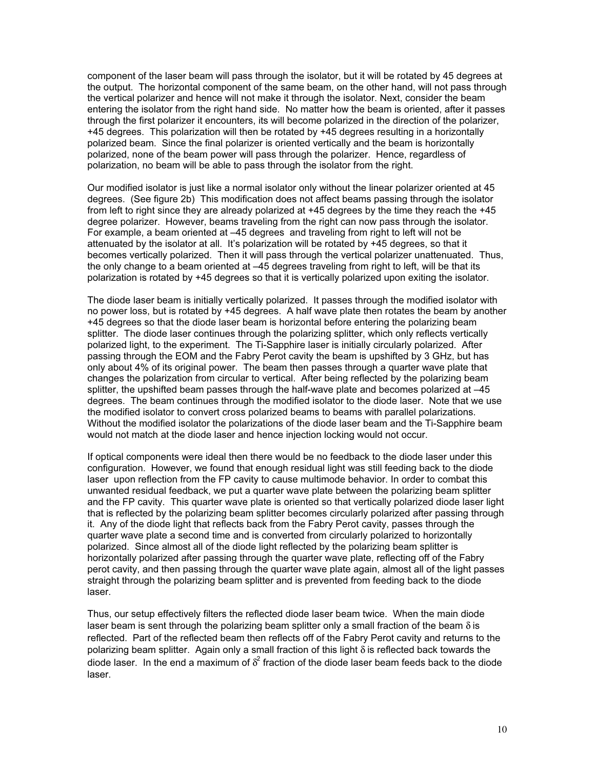component of the laser beam will pass through the isolator, but it will be rotated by 45 degrees at the output. The horizontal component of the same beam, on the other hand, will not pass through the vertical polarizer and hence will not make it through the isolator. Next, consider the beam entering the isolator from the right hand side. No matter how the beam is oriented, after it passes through the first polarizer it encounters, its will become polarized in the direction of the polarizer, +45 degrees. This polarization will then be rotated by +45 degrees resulting in a horizontally polarized beam. Since the final polarizer is oriented vertically and the beam is horizontally polarized, none of the beam power will pass through the polarizer. Hence, regardless of polarization, no beam will be able to pass through the isolator from the right.

Our modified isolator is just like a normal isolator only without the linear polarizer oriented at 45 degrees. (See figure 2b) This modification does not affect beams passing through the isolator from left to right since they are already polarized at +45 degrees by the time they reach the +45 degree polarizer. However, beams traveling from the right can now pass through the isolator. For example, a beam oriented at –45 degrees and traveling from right to left will not be attenuated by the isolator at all. It's polarization will be rotated by +45 degrees, so that it becomes vertically polarized. Then it will pass through the vertical polarizer unattenuated. Thus, the only change to a beam oriented at –45 degrees traveling from right to left, will be that its polarization is rotated by +45 degrees so that it is vertically polarized upon exiting the isolator.

The diode laser beam is initially vertically polarized. It passes through the modified isolator with no power loss, but is rotated by +45 degrees. A half wave plate then rotates the beam by another +45 degrees so that the diode laser beam is horizontal before entering the polarizing beam splitter. The diode laser continues through the polarizing splitter, which only reflects vertically polarized light, to the experiment. The Ti-Sapphire laser is initially circularly polarized. After passing through the EOM and the Fabry Perot cavity the beam is upshifted by 3 GHz, but has only about 4% of its original power. The beam then passes through a quarter wave plate that changes the polarization from circular to vertical. After being reflected by the polarizing beam splitter, the upshifted beam passes through the half-wave plate and becomes polarized at –45 degrees. The beam continues through the modified isolator to the diode laser. Note that we use the modified isolator to convert cross polarized beams to beams with parallel polarizations. Without the modified isolator the polarizations of the diode laser beam and the Ti-Sapphire beam would not match at the diode laser and hence injection locking would not occur.

If optical components were ideal then there would be no feedback to the diode laser under this configuration. However, we found that enough residual light was still feeding back to the diode laser upon reflection from the FP cavity to cause multimode behavior. In order to combat this unwanted residual feedback, we put a quarter wave plate between the polarizing beam splitter and the FP cavity. This quarter wave plate is oriented so that vertically polarized diode laser light that is reflected by the polarizing beam splitter becomes circularly polarized after passing through it. Any of the diode light that reflects back from the Fabry Perot cavity, passes through the quarter wave plate a second time and is converted from circularly polarized to horizontally polarized. Since almost all of the diode light reflected by the polarizing beam splitter is horizontally polarized after passing through the quarter wave plate, reflecting off of the Fabry perot cavity, and then passing through the quarter wave plate again, almost all of the light passes straight through the polarizing beam splitter and is prevented from feeding back to the diode laser.

Thus, our setup effectively filters the reflected diode laser beam twice. When the main diode laser beam is sent through the polarizing beam splitter only a small fraction of the beam $\delta$ is reflected. Part of the reflected beam then reflects off of the Fabry Perot cavity and returns to the polarizing beam splitter. Again only a small fraction of this light $\delta$ is reflected back towards the diode laser. In the end a maximum of $\delta^2$ fraction of the diode laser beam feeds back to the diode laser.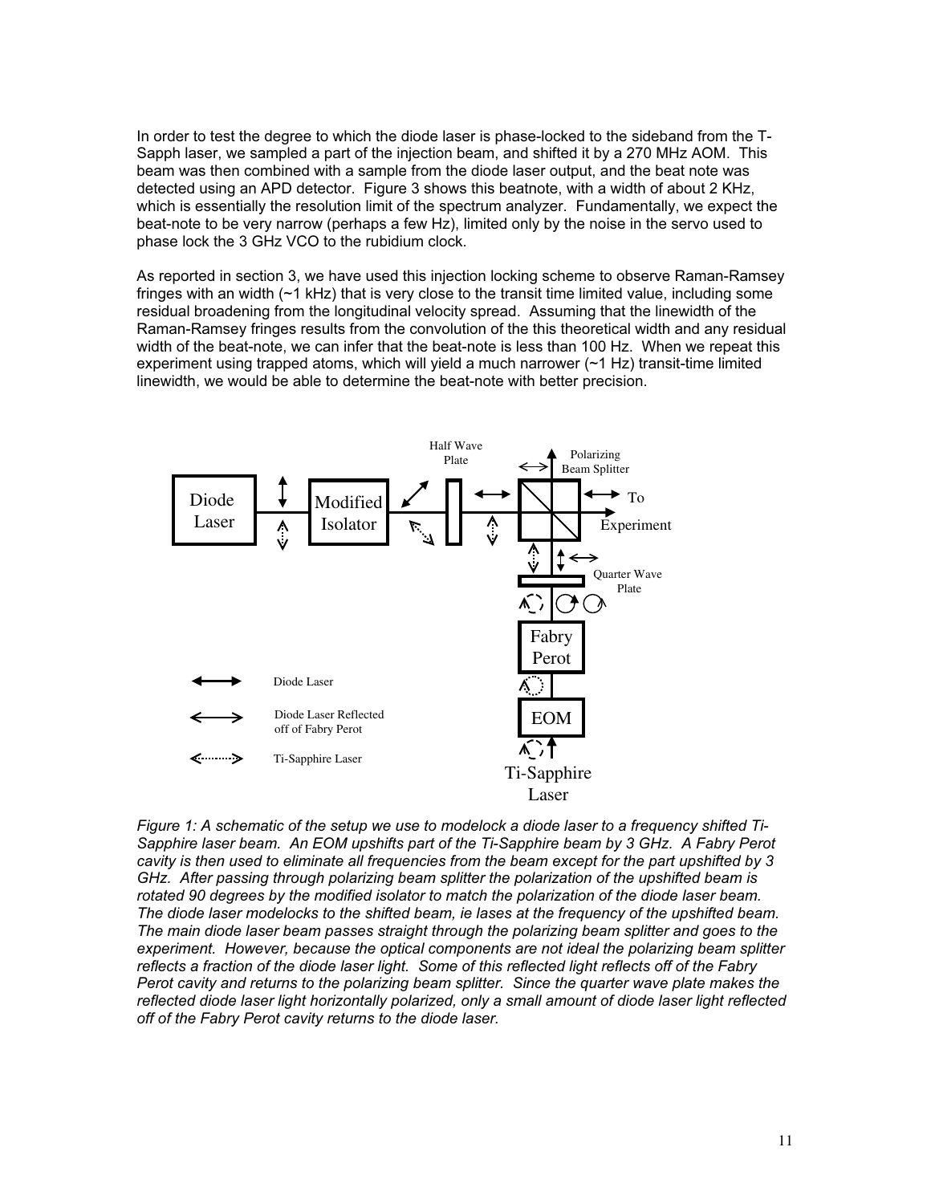In order to test the degree to which the diode laser is phase-locked to the sideband from the T-Sapph laser, we sampled a part of the injection beam, and shifted it by a 270 MHz AOM. This beam was then combined with a sample from the diode laser output, and the beat note was detected using an APD detector. Figure 3 shows this beatnote, with a width of about 2 KHz, which is essentially the resolution limit of the spectrum analyzer. Fundamentally, we expect the beat-note to be very narrow (perhaps a few Hz), limited only by the noise in the servo used to phase lock the 3 GHz VCO to the rubidium clock.

As reported in section 3, we have used this injection locking scheme to observe Raman-Ramsey fringes with an width (~1 kHz) that is very close to the transit time limited value, including some residual broadening from the longitudinal velocity spread. Assuming that the linewidth of the Raman-Ramsey fringes results from the convolution of the this theoretical width and any residual width of the beat-note, we can infer that the beat-note is less than 100 Hz. When we repeat this experiment using trapped atoms, which will yield a much narrower (~1 Hz) transit-time limited linewidth, we would be able to determine the beat-note with better precision.

Diode Laser | Modified Isolator | Half Wave Plate | Polarizing Beam Splitter | To Experiment | Quarter Wave Plate | Fabry Perot | EOM | Ti-Sapphire Laser

Diode Laser

Diode Laser Reflected off of Fabry Perot

Ti-Sapphire Laser

*Figure 1: A schematic of the setup we use to modelock a diode laser to a frequency shifted Ti-Sapphire laser beam. An EOM upshifts part of the Ti-Sapphire beam by 3 GHz. A Fabry Perot cavity is then used to eliminate all frequencies from the beam except for the part upshifted by 3 GHz. After passing through polarizing beam splitter the polarization of the upshifted beam is rotated 90 degrees by the modified isolator to match the polarization of the diode laser beam. The diode laser modelocks to the shifted beam, ie lases at the frequency of the upshifted beam. The main diode laser beam passes straight through the polarizing beam splitter and goes to the experiment. However, because the optical components are not ideal the polarizing beam splitter reflects a fraction of the diode laser light. Some of this reflected light reflects off of the Fabry Perot cavity and returns to the polarizing beam splitter. Since the quarter wave plate makes the reflected diode laser light horizontally polarized, only a small amount of diode laser light reflected off of the Fabry Perot cavity returns to the diode laser.*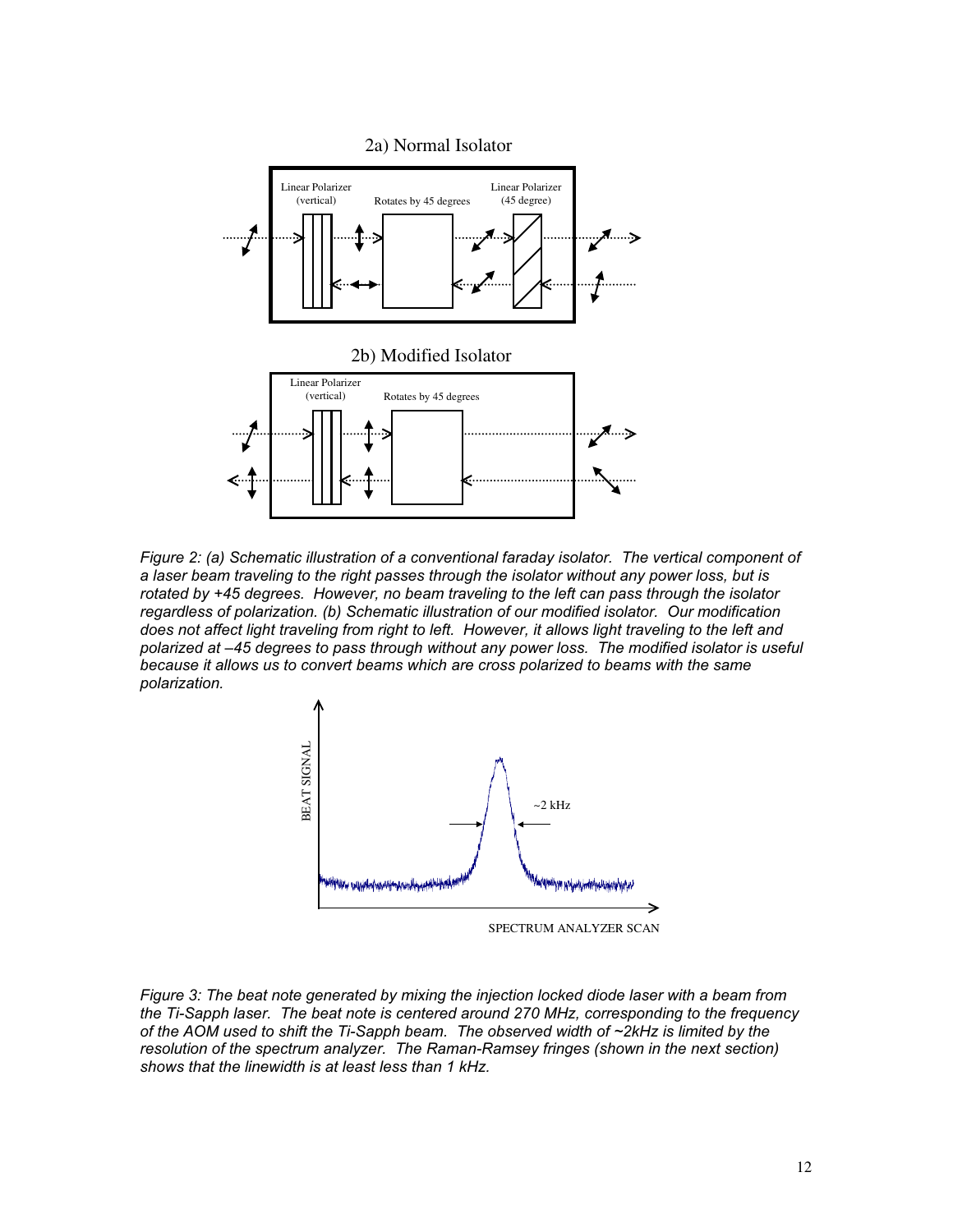2a) Normal Isolator

Linear Polarizer (vertical) — Rotates by 45 degrees — Linear Polarizer (45 degree)

2b) Modified Isolator

Linear Polarizer (vertical) — Rotates by 45 degrees

*Figure 2: (a) Schematic illustration of a conventional faraday isolator. The vertical component of a laser beam traveling to the right passes through the isolator without any power loss, but is rotated by +45 degrees. However, no beam traveling to the left can pass through the isolator regardless of polarization. (b) Schematic illustration of our modified isolator. Our modification does not affect light traveling from right to left. However, it allows light traveling to the left and polarized at –45 degrees to pass through without any power loss. The modified isolator is useful because it allows us to convert beams which are cross polarized to beams with the same polarization.*

BEAT SIGNAL — ~2 kHz — SPECTRUM ANALYZER SCAN

*Figure 3: The beat note generated by mixing the injection locked diode laser with a beam from the Ti-Sapph laser. The beat note is centered around 270 MHz, corresponding to the frequency of the AOM used to shift the Ti-Sapph beam. The observed width of ~2kHz is limited by the resolution of the spectrum analyzer. The Raman-Ramsey fringes (shown in the next section) shows that the linewidth is at least less than 1 kHz.*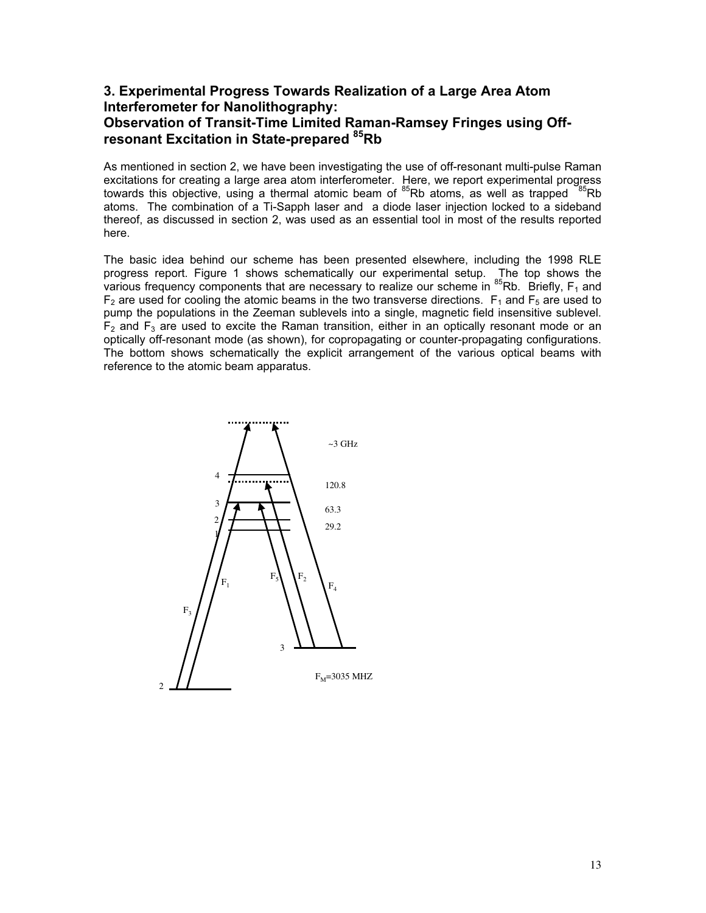## 3. Experimental Progress Towards Realization of a Large Area Atom Interferometer for Nanolithography: Observation of Transit-Time Limited Raman-Ramsey Fringes using Off-resonant Excitation in State-prepared $^{85}$Rb

As mentioned in section 2, we have been investigating the use of off-resonant multi-pulse Raman excitations for creating a large area atom interferometer. Here, we report experimental progress towards this objective, using a thermal atomic beam of $^{85}$Rb atoms, as well as trapped $^{85}$Rb atoms. The combination of a Ti-Sapph laser and a diode laser injection locked to a sideband thereof, as discussed in section 2, was used as an essential tool in most of the results reported here.

The basic idea behind our scheme has been presented elsewhere, including the 1998 RLE progress report. Figure 1 shows schematically our experimental setup. The top shows the various frequency components that are necessary to realize our scheme in $^{85}$Rb. Briefly, $F_1$ and $F_2$ are used for cooling the atomic beams in the two transverse directions. $F_1$ and $F_5$ are used to pump the populations in the Zeeman sublevels into a single, magnetic field insensitive sublevel. $F_2$ and $F_3$ are used to excite the Raman transition, either in an optically resonant mode or an optically off-resonant mode (as shown), for copropagating or counter-propagating configurations. The bottom shows schematically the explicit arrangement of the various optical beams with reference to the atomic beam apparatus.

~3 GHz

4 — 120.8

3 — 63.3

2 — 29.2

1

$F_3$ $F_1$ $F_5$ $F_2$ $F_4$

3

2

$F_M$=3035 MHZ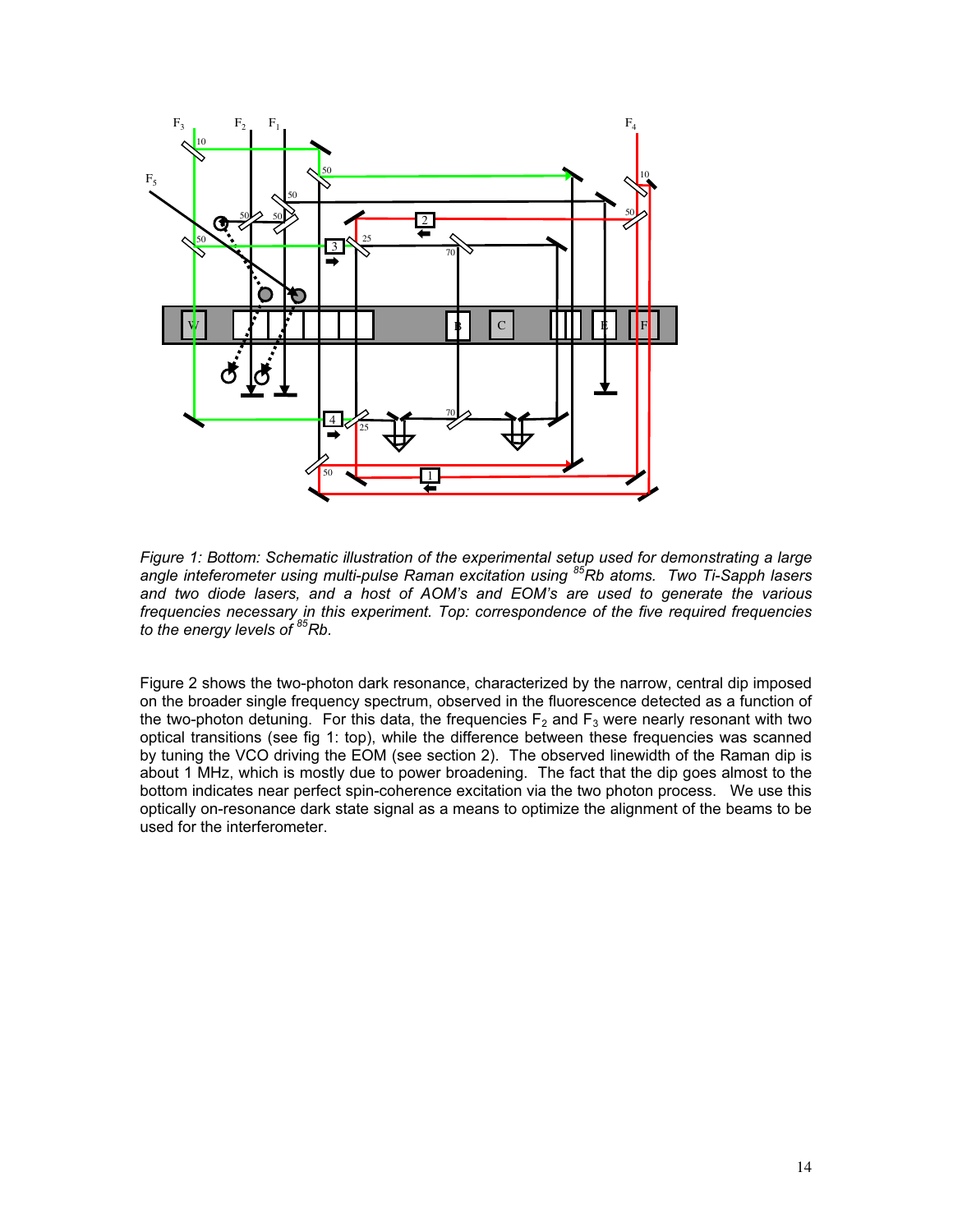*Figure 1: Bottom: Schematic illustration of the experimental setup used for demonstrating a large angle inteferometer using multi-pulse Raman excitation using $^{85}Rb$ atoms. Two Ti-Sapph lasers and two diode lasers, and a host of AOM's and EOM's are used to generate the various frequencies necessary in this experiment. Top: correspondence of the five required frequencies to the energy levels of $^{85}Rb$.*

Figure 2 shows the two-photon dark resonance, characterized by the narrow, central dip imposed on the broader single frequency spectrum, observed in the fluorescence detected as a function of the two-photon detuning. For this data, the frequencies $F_2$ and $F_3$ were nearly resonant with two optical transitions (see fig 1: top), while the difference between these frequencies was scanned by tuning the VCO driving the EOM (see section 2). The observed linewidth of the Raman dip is about 1 MHz, which is mostly due to power broadening. The fact that the dip goes almost to the bottom indicates near perfect spin-coherence excitation via the two photon process. We use this optically on-resonance dark state signal as a means to optimize the alignment of the beams to be used for the interferometer.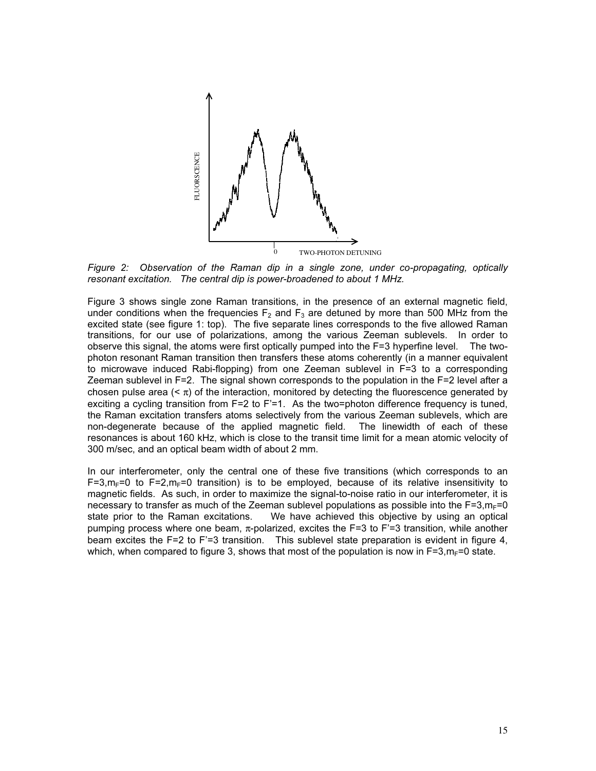*Figure 2: Observation of the Raman dip in a single zone, under co-propagating, optically resonant excitation. The central dip is power-broadened to about 1 MHz.*

Figure 3 shows single zone Raman transitions, in the presence of an external magnetic field, under conditions when the frequencies $F_2$ and $F_3$ are detuned by more than 500 MHz from the excited state (see figure 1: top). The five separate lines corresponds to the five allowed Raman transitions, for our use of polarizations, among the various Zeeman sublevels. In order to observe this signal, the atoms were first optically pumped into the F=3 hyperfine level. The two-photon resonant Raman transition then transfers these atoms coherently (in a manner equivalent to microwave induced Rabi-flopping) from one Zeeman sublevel in F=3 to a corresponding Zeeman sublevel in F=2. The signal shown corresponds to the population in the F=2 level after a chosen pulse area ($< \pi$) of the interaction, monitored by detecting the fluorescence generated by exciting a cycling transition from F=2 to F'=1. As the two=photon difference frequency is tuned, the Raman excitation transfers atoms selectively from the various Zeeman sublevels, which are non-degenerate because of the applied magnetic field. The linewidth of each of these resonances is about 160 kHz, which is close to the transit time limit for a mean atomic velocity of 300 m/sec, and an optical beam width of about 2 mm.

In our interferometer, only the central one of these five transitions (which corresponds to an F=3,$m_F$=0 to F=2,$m_F$=0 transition) is to be employed, because of its relative insensitivity to magnetic fields. As such, in order to maximize the signal-to-noise ratio in our interferometer, it is necessary to transfer as much of the Zeeman sublevel populations as possible into the F=3,$m_F$=0 state prior to the Raman excitations. We have achieved this objective by using an optical pumping process where one beam, $\pi$-polarized, excites the F=3 to F'=3 transition, while another beam excites the F=2 to F'=3 transition. This sublevel state preparation is evident in figure 4, which, when compared to figure 3, shows that most of the population is now in F=3,$m_F$=0 state.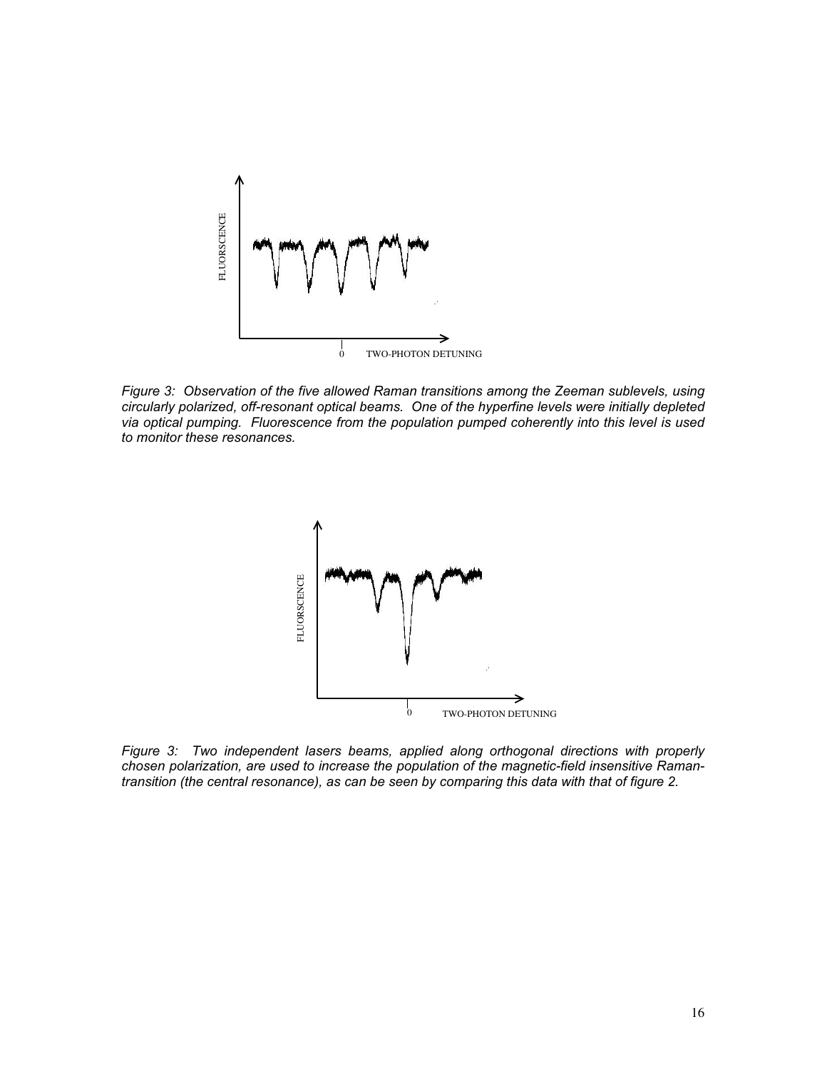*Figure 3: Observation of the five allowed Raman transitions among the Zeeman sublevels, using circularly polarized, off-resonant optical beams. One of the hyperfine levels were initially depleted via optical pumping. Fluorescence from the population pumped coherently into this level is used to monitor these resonances.*

*Figure 3: Two independent lasers beams, applied along orthogonal directions with properly chosen polarization, are used to increase the population of the magnetic-field insensitive Raman-transition (the central resonance), as can be seen by comparing this data with that of figure 2.*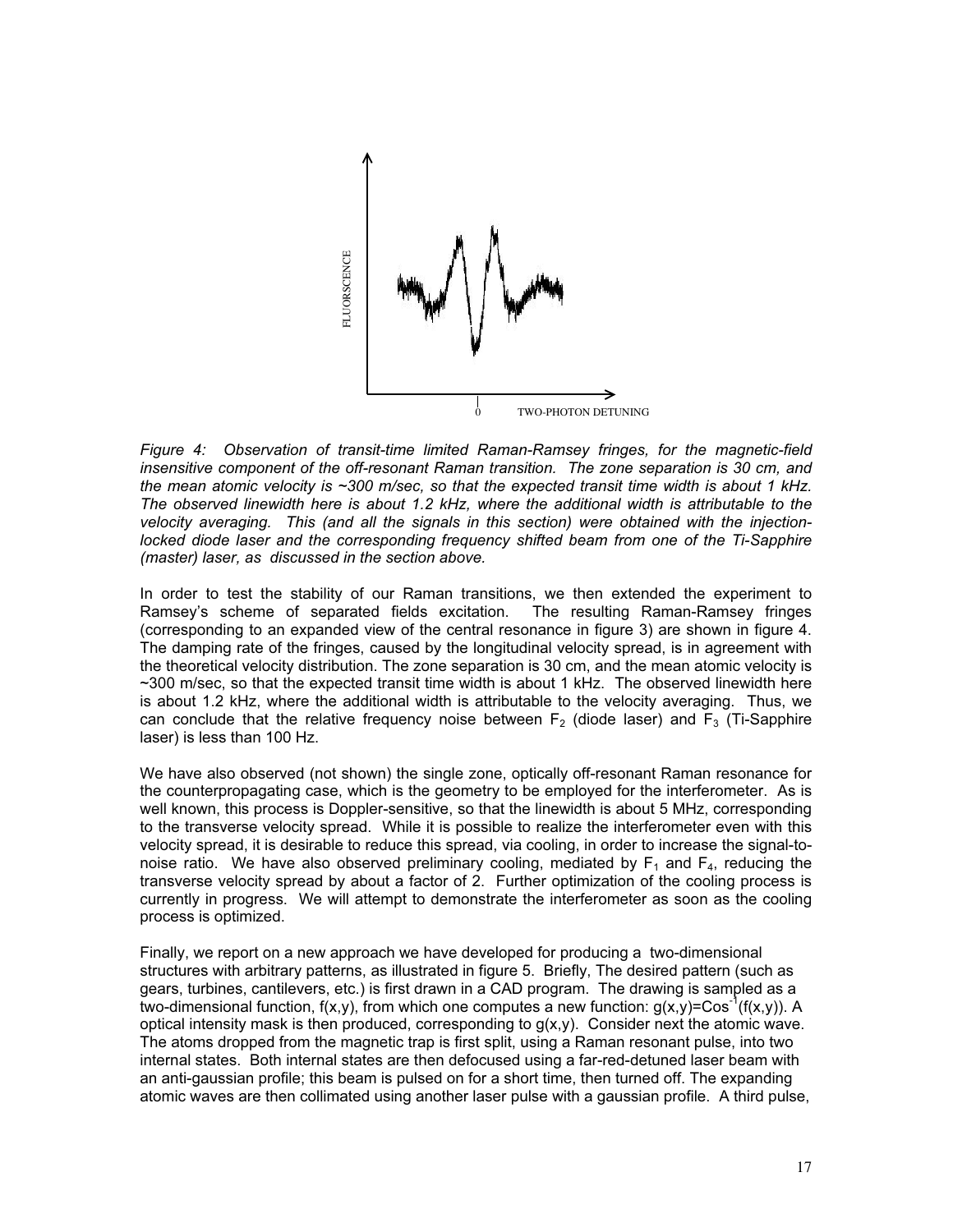*Figure 4: Observation of transit-time limited Raman-Ramsey fringes, for the magnetic-field insensitive component of the off-resonant Raman transition. The zone separation is 30 cm, and the mean atomic velocity is ~300 m/sec, so that the expected transit time width is about 1 kHz. The observed linewidth here is about 1.2 kHz, where the additional width is attributable to the velocity averaging. This (and all the signals in this section) were obtained with the injection-locked diode laser and the corresponding frequency shifted beam from one of the Ti-Sapphire (master) laser, as discussed in the section above.*

In order to test the stability of our Raman transitions, we then extended the experiment to Ramsey's scheme of separated fields excitation. The resulting Raman-Ramsey fringes (corresponding to an expanded view of the central resonance in figure 3) are shown in figure 4. The damping rate of the fringes, caused by the longitudinal velocity spread, is in agreement with the theoretical velocity distribution. The zone separation is 30 cm, and the mean atomic velocity is ~300 m/sec, so that the expected transit time width is about 1 kHz. The observed linewidth here is about 1.2 kHz, where the additional width is attributable to the velocity averaging. Thus, we can conclude that the relative frequency noise between $F_2$ (diode laser) and $F_3$ (Ti-Sapphire laser) is less than 100 Hz.

We have also observed (not shown) the single zone, optically off-resonant Raman resonance for the counterpropagating case, which is the geometry to be employed for the interferometer. As is well known, this process is Doppler-sensitive, so that the linewidth is about 5 MHz, corresponding to the transverse velocity spread. While it is possible to realize the interferometer even with this velocity spread, it is desirable to reduce this spread, via cooling, in order to increase the signal-to-noise ratio. We have also observed preliminary cooling, mediated by $F_1$ and $F_4$, reducing the transverse velocity spread by about a factor of 2. Further optimization of the cooling process is currently in progress. We will attempt to demonstrate the interferometer as soon as the cooling process is optimized.

Finally, we report on a new approach we have developed for producing a two-dimensional structures with arbitrary patterns, as illustrated in figure 5. Briefly, The desired pattern (such as gears, turbines, cantilevers, etc.) is first drawn in a CAD program. The drawing is sampled as a two-dimensional function, $f(x,y)$, from which one computes a new function: $g(x,y)=\mathrm{Cos}^{-1}(f(x,y))$. A optical intensity mask is then produced, corresponding to $g(x,y)$. Consider next the atomic wave. The atoms dropped from the magnetic trap is first split, using a Raman resonant pulse, into two internal states. Both internal states are then defocused using a far-red-detuned laser beam with an anti-gaussian profile; this beam is pulsed on for a short time, then turned off. The expanding atomic waves are then collimated using another laser pulse with a gaussian profile. A third pulse,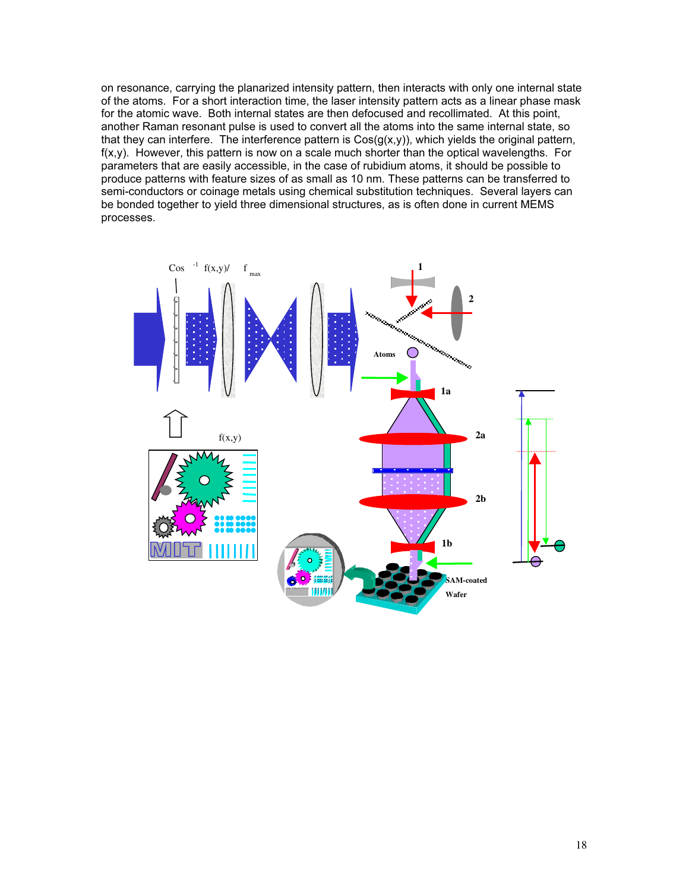on resonance, carrying the planarized intensity pattern, then interacts with only one internal state of the atoms. For a short interaction time, the laser intensity pattern acts as a linear phase mask for the atomic wave. Both internal states are then defocused and recollimated. At this point, another Raman resonant pulse is used to convert all the atoms into the same internal state, so that they can interfere. The interference pattern is Cos(g(x,y)), which yields the original pattern, f(x,y). However, this pattern is now on a scale much shorter than the optical wavelengths. For parameters that are easily accessible, in the case of rubidium atoms, it should be possible to produce patterns with feature sizes of as small as 10 nm. These patterns can be transferred to semi-conductors or coinage metals using chemical substitution techniques. Several layers can be bonded together to yield three dimensional structures, as is often done in current MEMS processes.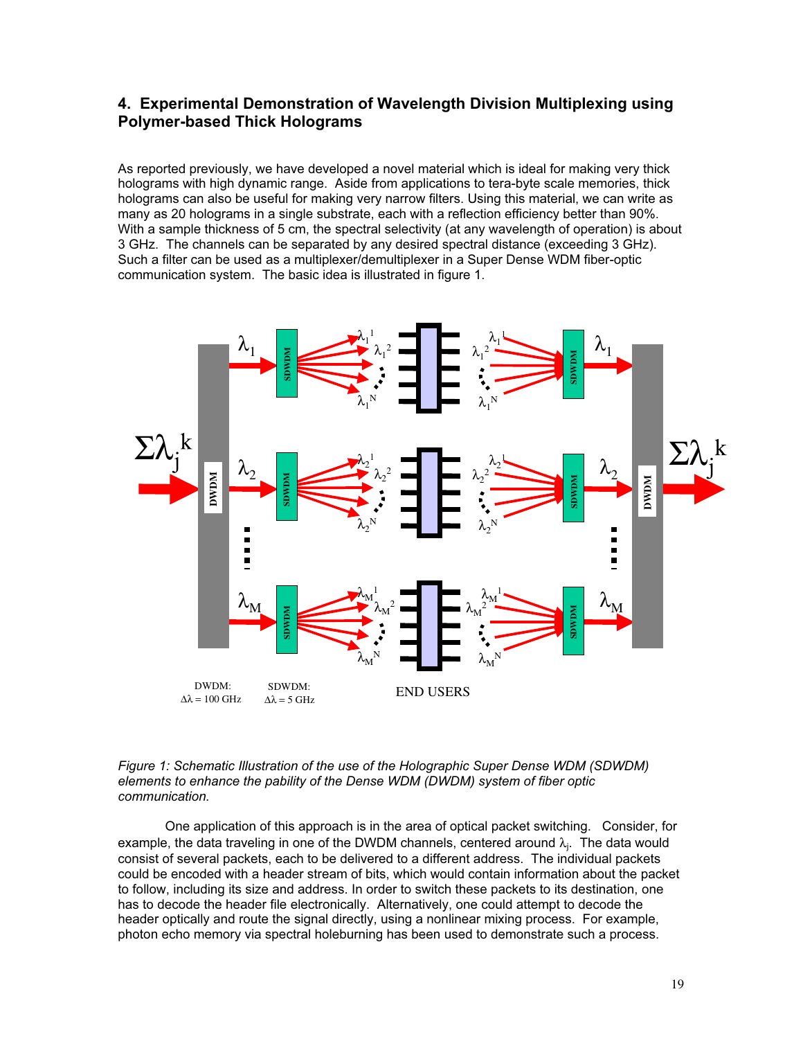## 4. Experimental Demonstration of Wavelength Division Multiplexing using Polymer-based Thick Holograms

As reported previously, we have developed a novel material which is ideal for making very thick holograms with high dynamic range. Aside from applications to tera-byte scale memories, thick holograms can also be useful for making very narrow filters. Using this material, we can write as many as 20 holograms in a single substrate, each with a reflection efficiency better than 90%. With a sample thickness of 5 cm, the spectral selectivity (at any wavelength of operation) is about 3 GHz. The channels can be separated by any desired spectral distance (exceeding 3 GHz). Such a filter can be used as a multiplexer/demultiplexer in a Super Dense WDM fiber-optic communication system. The basic idea is illustrated in figure 1.

*Figure 1: Schematic Illustration of the use of the Holographic Super Dense WDM (SDWDM) elements to enhance the pability of the Dense WDM (DWDM) system of fiber optic communication.*

One application of this approach is in the area of optical packet switching. Consider, for example, the data traveling in one of the DWDM channels, centered around $\lambda_j$. The data would consist of several packets, each to be delivered to a different address. The individual packets could be encoded with a header stream of bits, which would contain information about the packet to follow, including its size and address. In order to switch these packets to its destination, one has to decode the header file electronically. Alternatively, one could attempt to decode the header optically and route the signal directly, using a nonlinear mixing process. For example, photon echo memory via spectral holeburning has been used to demonstrate such a process.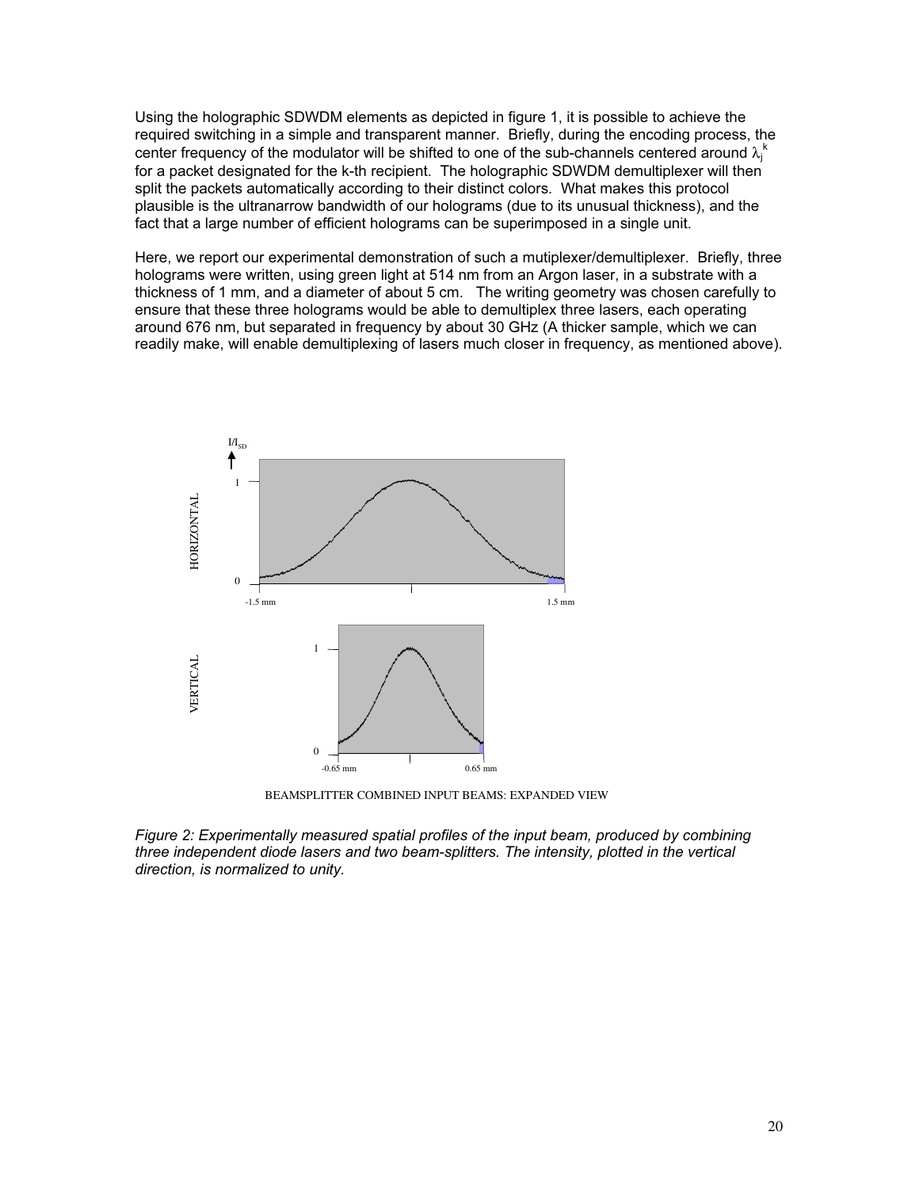Using the holographic SDWDM elements as depicted in figure 1, it is possible to achieve the required switching in a simple and transparent manner. Briefly, during the encoding process, the center frequency of the modulator will be shifted to one of the sub-channels centered around $\lambda_j^k$ for a packet designated for the k-th recipient. The holographic SDWDM demultiplexer will then split the packets automatically according to their distinct colors. What makes this protocol plausible is the ultranarrow bandwidth of our holograms (due to its unusual thickness), and the fact that a large number of efficient holograms can be superimposed in a single unit.

Here, we report our experimental demonstration of such a mutiplexer/demultiplexer. Briefly, three holograms were written, using green light at 514 nm from an Argon laser, in a substrate with a thickness of 1 mm, and a diameter of about 5 cm. The writing geometry was chosen carefully to ensure that these three holograms would be able to demultiplex three lasers, each operating around 676 nm, but separated in frequency by about 30 GHz (A thicker sample, which we can readily make, will enable demultiplexing of lasers much closer in frequency, as mentioned above).

BEAMSPLITTER COMBINED INPUT BEAMS: EXPANDED VIEW

*Figure 2: Experimentally measured spatial profiles of the input beam, produced by combining three independent diode lasers and two beam-splitters. The intensity, plotted in the vertical direction, is normalized to unity.*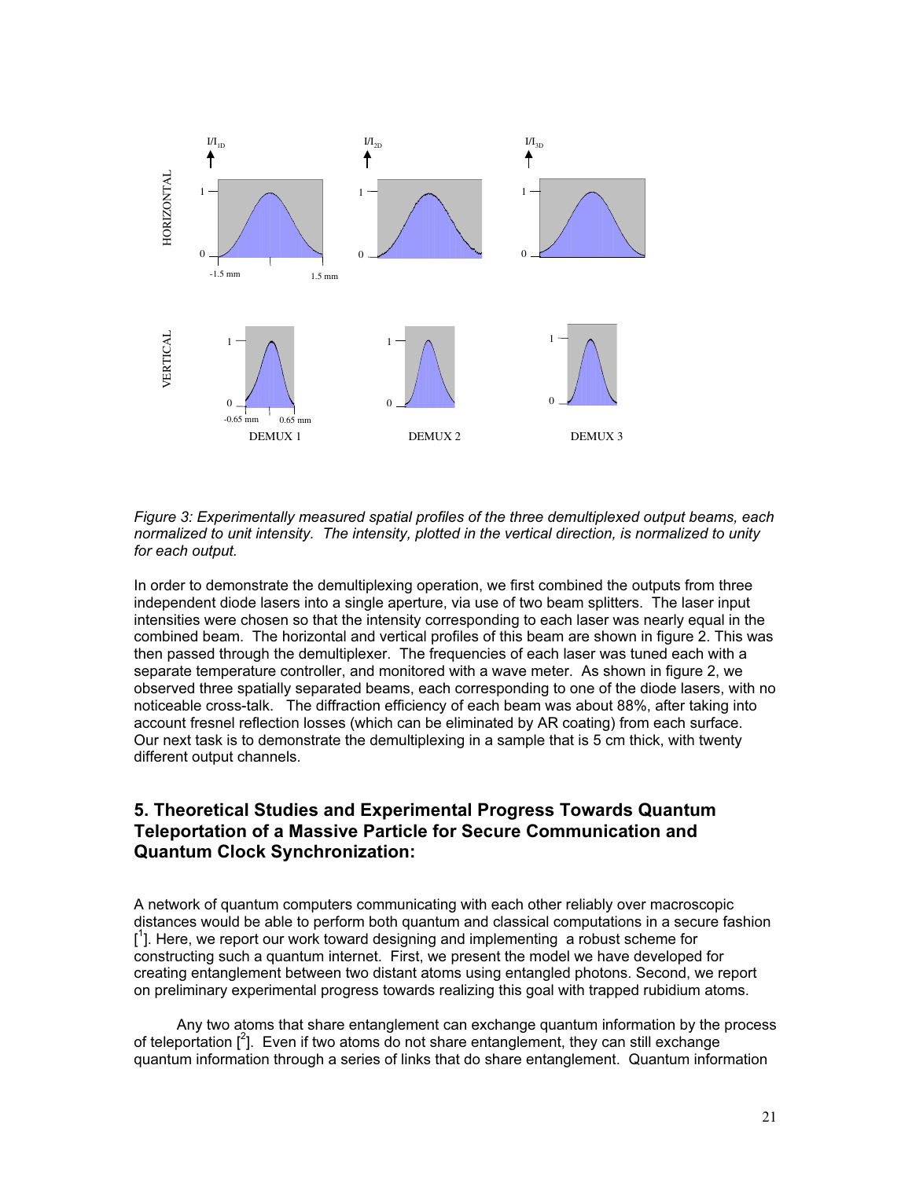*Figure 3: Experimentally measured spatial profiles of the three demultiplexed output beams, each normalized to unit intensity. The intensity, plotted in the vertical direction, is normalized to unity for each output.*

In order to demonstrate the demultiplexing operation, we first combined the outputs from three independent diode lasers into a single aperture, via use of two beam splitters. The laser input intensities were chosen so that the intensity corresponding to each laser was nearly equal in the combined beam. The horizontal and vertical profiles of this beam are shown in figure 2. This was then passed through the demultiplexer. The frequencies of each laser was tuned each with a separate temperature controller, and monitored with a wave meter. As shown in figure 2, we observed three spatially separated beams, each corresponding to one of the diode lasers, with no noticeable cross-talk. The diffraction efficiency of each beam was about 88%, after taking into account fresnel reflection losses (which can be eliminated by AR coating) from each surface. Our next task is to demonstrate the demultiplexing in a sample that is 5 cm thick, with twenty different output channels.

## 5. Theoretical Studies and Experimental Progress Towards Quantum Teleportation of a Massive Particle for Secure Communication and Quantum Clock Synchronization:

A network of quantum computers communicating with each other reliably over macroscopic distances would be able to perform both quantum and classical computations in a secure fashion [1]. Here, we report our work toward designing and implementing a robust scheme for constructing such a quantum internet. First, we present the model we have developed for creating entanglement between two distant atoms using entangled photons. Second, we report on preliminary experimental progress towards realizing this goal with trapped rubidium atoms.

Any two atoms that share entanglement can exchange quantum information by the process of teleportation [2]. Even if two atoms do not share entanglement, they can still exchange quantum information through a series of links that do share entanglement. Quantum information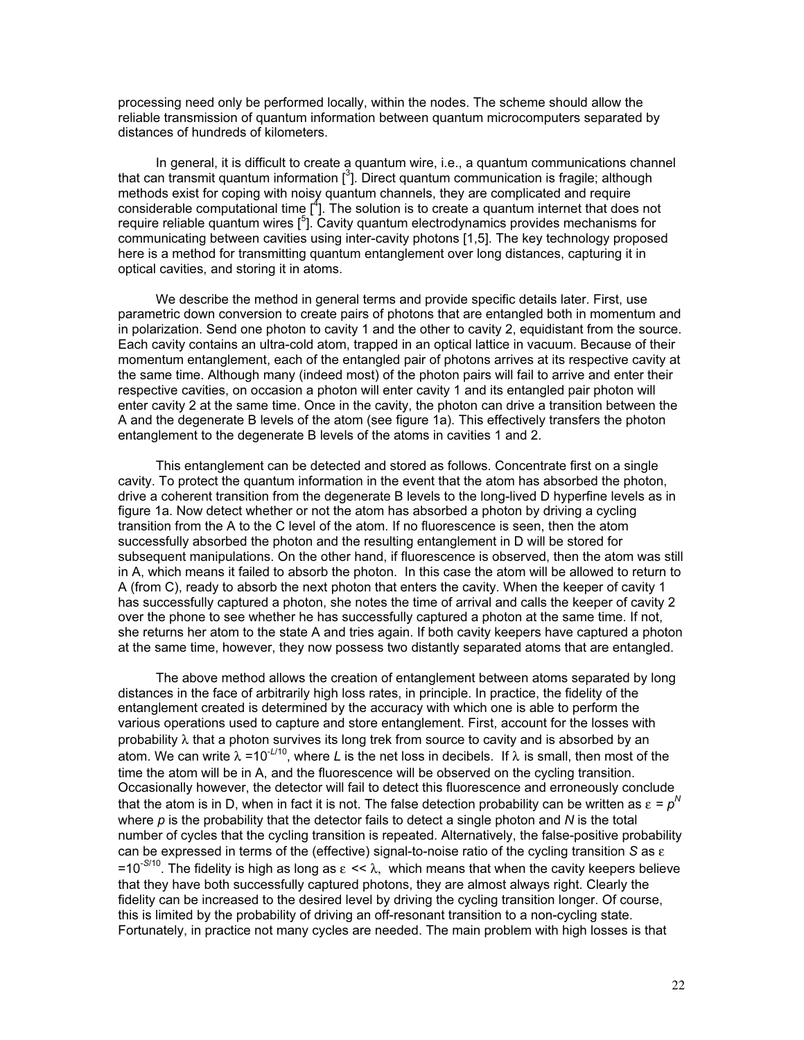processing need only be performed locally, within the nodes. The scheme should allow the reliable transmission of quantum information between quantum microcomputers separated by distances of hundreds of kilometers.

In general, it is difficult to create a quantum wire, i.e., a quantum communications channel that can transmit quantum information [3]. Direct quantum communication is fragile; although methods exist for coping with noisy quantum channels, they are complicated and require considerable computational time [4]. The solution is to create a quantum internet that does not require reliable quantum wires [5]. Cavity quantum electrodynamics provides mechanisms for communicating between cavities using inter-cavity photons [1,5]. The key technology proposed here is a method for transmitting quantum entanglement over long distances, capturing it in optical cavities, and storing it in atoms.

We describe the method in general terms and provide specific details later. First, use parametric down conversion to create pairs of photons that are entangled both in momentum and in polarization. Send one photon to cavity 1 and the other to cavity 2, equidistant from the source. Each cavity contains an ultra-cold atom, trapped in an optical lattice in vacuum. Because of their momentum entanglement, each of the entangled pair of photons arrives at its respective cavity at the same time. Although many (indeed most) of the photon pairs will fail to arrive and enter their respective cavities, on occasion a photon will enter cavity 1 and its entangled pair photon will enter cavity 2 at the same time. Once in the cavity, the photon can drive a transition between the A and the degenerate B levels of the atom (see figure 1a). This effectively transfers the photon entanglement to the degenerate B levels of the atoms in cavities 1 and 2.

This entanglement can be detected and stored as follows. Concentrate first on a single cavity. To protect the quantum information in the event that the atom has absorbed the photon, drive a coherent transition from the degenerate B levels to the long-lived D hyperfine levels as in figure 1a. Now detect whether or not the atom has absorbed a photon by driving a cycling transition from the A to the C level of the atom. If no fluorescence is seen, then the atom successfully absorbed the photon and the resulting entanglement in D will be stored for subsequent manipulations. On the other hand, if fluorescence is observed, then the atom was still in A, which means it failed to absorb the photon. In this case the atom will be allowed to return to A (from C), ready to absorb the next photon that enters the cavity. When the keeper of cavity 1 has successfully captured a photon, she notes the time of arrival and calls the keeper of cavity 2 over the phone to see whether he has successfully captured a photon at the same time. If not, she returns her atom to the state A and tries again. If both cavity keepers have captured a photon at the same time, however, they now possess two distantly separated atoms that are entangled.

The above method allows the creation of entanglement between atoms separated by long distances in the face of arbitrarily high loss rates, in principle. In practice, the fidelity of the entanglement created is determined by the accuracy with which one is able to perform the various operations used to capture and store entanglement. First, account for the losses with probability $\lambda$ that a photon survives its long trek from source to cavity and is absorbed by an atom. We can write $\lambda = 10^{-L/10}$, where $L$ is the net loss in decibels. If $\lambda$ is small, then most of the time the atom will be in A, and the fluorescence will be observed on the cycling transition. Occasionally however, the detector will fail to detect this fluorescence and erroneously conclude that the atom is in D, when in fact it is not. The false detection probability can be written as $\varepsilon = p^N$ where $p$ is the probability that the detector fails to detect a single photon and $N$ is the total number of cycles that the cycling transition is repeated. Alternatively, the false-positive probability can be expressed in terms of the (effective) signal-to-noise ratio of the cycling transition $S$ as $\varepsilon = 10^{-S/10}$. The fidelity is high as long as $\varepsilon \ll \lambda$, which means that when the cavity keepers believe that they have both successfully captured photons, they are almost always right. Clearly the fidelity can be increased to the desired level by driving the cycling transition longer. Of course, this is limited by the probability of driving an off-resonant transition to a non-cycling state. Fortunately, in practice not many cycles are needed. The main problem with high losses is that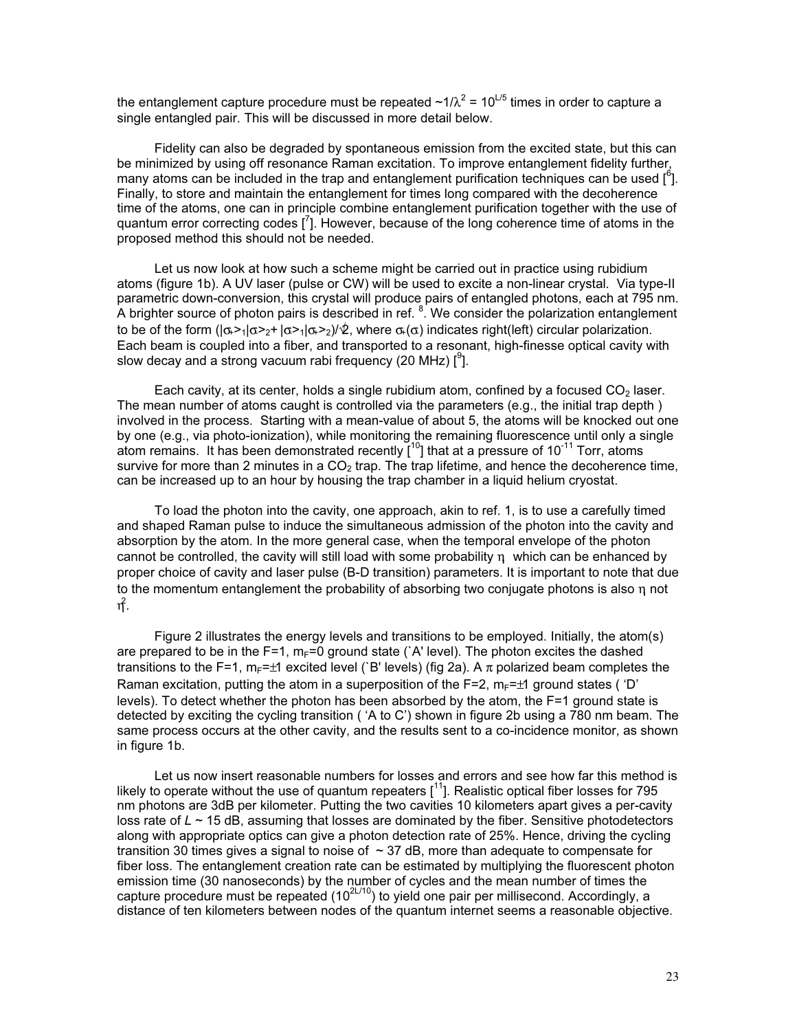the entanglement capture procedure must be repeated $\sim 1/\lambda^2 = 10^{L/5}$ times in order to capture a single entangled pair. This will be discussed in more detail below.

Fidelity can also be degraded by spontaneous emission from the excited state, but this can be minimized by using off resonance Raman excitation. To improve entanglement fidelity further, many atoms can be included in the trap and entanglement purification techniques can be used [6]. Finally, to store and maintain the entanglement for times long compared with the decoherence time of the atoms, one can in principle combine entanglement purification together with the use of quantum error correcting codes [7]. However, because of the long coherence time of atoms in the proposed method this should not be needed.

Let us now look at how such a scheme might be carried out in practice using rubidium atoms (figure 1b). A UV laser (pulse or CW) will be used to excite a non-linear crystal. Via type-II parametric down-conversion, this crystal will produce pairs of entangled photons, each at 795 nm. A brighter source of photon pairs is described in ref. [8]. We consider the polarization entanglement to be of the form $(|\sigma_+\rangle_1|\sigma\rangle_2 + |\sigma\rangle_1|\sigma_+\rangle_2)/\sqrt{2}$, where $\sigma_+(\sigma)$ indicates right(left) circular polarization. Each beam is coupled into a fiber, and transported to a resonant, high-finesse optical cavity with slow decay and a strong vacuum rabi frequency (20 MHz) [9].

Each cavity, at its center, holds a single rubidium atom, confined by a focused $CO_2$ laser. The mean number of atoms caught is controlled via the parameters (e.g., the initial trap depth ) involved in the process. Starting with a mean-value of about 5, the atoms will be knocked out one by one (e.g., via photo-ionization), while monitoring the remaining fluorescence until only a single atom remains. It has been demonstrated recently [10] that at a pressure of $10^{-11}$ Torr, atoms survive for more than 2 minutes in a $CO_2$ trap. The trap lifetime, and hence the decoherence time, can be increased up to an hour by housing the trap chamber in a liquid helium cryostat.

To load the photon into the cavity, one approach, akin to ref. 1, is to use a carefully timed and shaped Raman pulse to induce the simultaneous admission of the photon into the cavity and absorption by the atom. In the more general case, when the temporal envelope of the photon cannot be controlled, the cavity will still load with some probability $\eta$ which can be enhanced by proper choice of cavity and laser pulse (B-D transition) parameters. It is important to note that due to the momentum entanglement the probability of absorbing two conjugate photons is also $\eta$ not $\eta^2$.

Figure 2 illustrates the energy levels and transitions to be employed. Initially, the atom(s) are prepared to be in the F=1, $m_F$=0 ground state (`A' level). The photon excites the dashed transitions to the F=1, $m_F$=±1 excited level (`B' levels) (fig 2a). A $\pi$ polarized beam completes the Raman excitation, putting the atom in a superposition of the F=2, $m_F$=±1 ground states ( 'D' levels). To detect whether the photon has been absorbed by the atom, the F=1 ground state is detected by exciting the cycling transition ( 'A to C') shown in figure 2b using a 780 nm beam. The same process occurs at the other cavity, and the results sent to a co-incidence monitor, as shown in figure 1b.

Let us now insert reasonable numbers for losses and errors and see how far this method is likely to operate without the use of quantum repeaters [11]. Realistic optical fiber losses for 795 nm photons are 3dB per kilometer. Putting the two cavities 10 kilometers apart gives a per-cavity loss rate of $L \sim 15$ dB, assuming that losses are dominated by the fiber. Sensitive photodetectors along with appropriate optics can give a photon detection rate of 25%. Hence, driving the cycling transition 30 times gives a signal to noise of $\sim 37$ dB, more than adequate to compensate for fiber loss. The entanglement creation rate can be estimated by multiplying the fluorescent photon emission time (30 nanoseconds) by the number of cycles and the mean number of times the capture procedure must be repeated ($10^{2L/10}$) to yield one pair per millisecond. Accordingly, a distance of ten kilometers between nodes of the quantum internet seems a reasonable objective.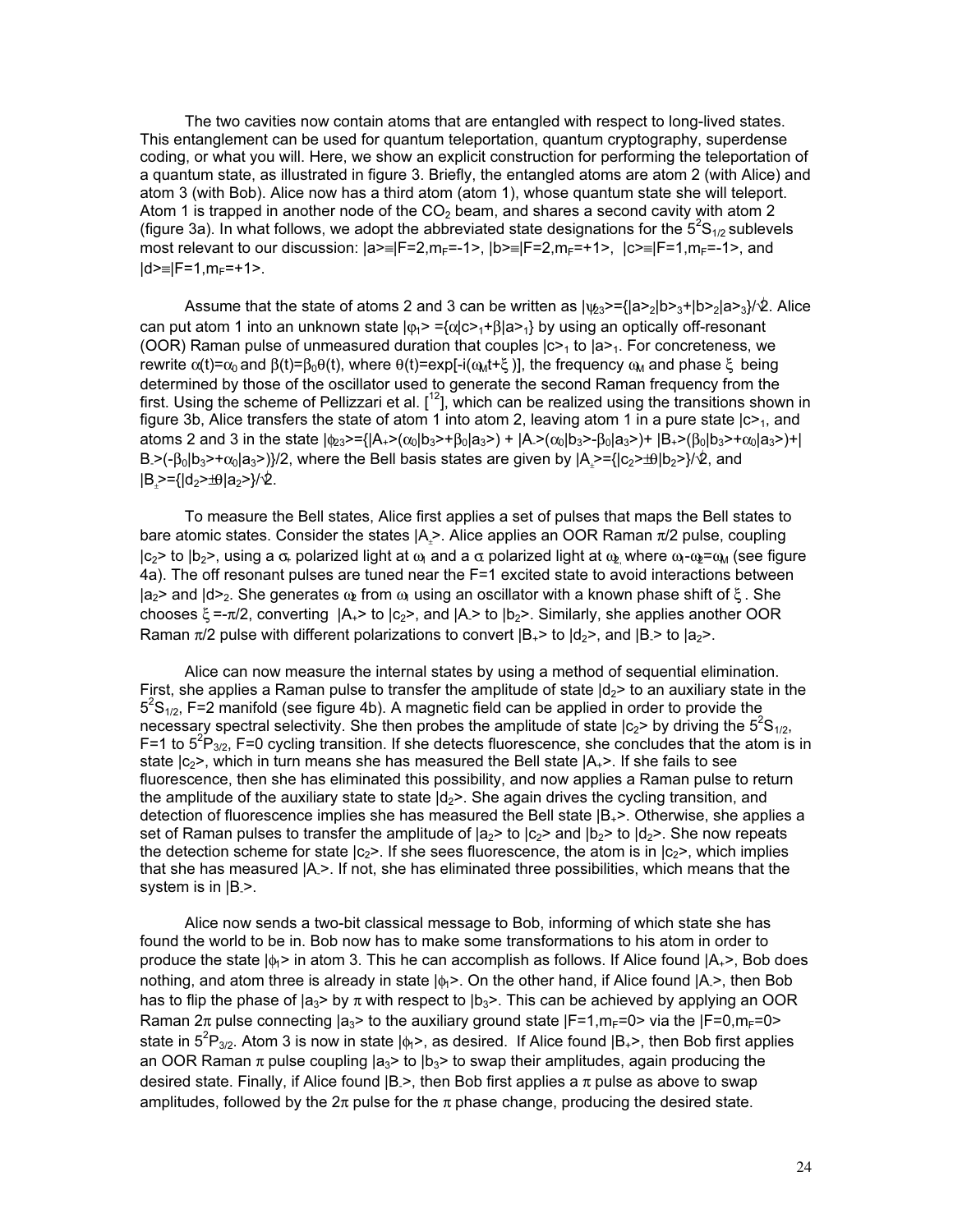The two cavities now contain atoms that are entangled with respect to long-lived states. This entanglement can be used for quantum teleportation, quantum cryptography, superdense coding, or what you will. Here, we show an explicit construction for performing the teleportation of a quantum state, as illustrated in figure 3. Briefly, the entangled atoms are atom 2 (with Alice) and atom 3 (with Bob). Alice now has a third atom (atom 1), whose quantum state she will teleport. Atom 1 is trapped in another node of the $CO_2$ beam, and shares a second cavity with atom 2 (figure 3a). In what follows, we adopt the abbreviated state designations for the $5^2S_{1/2}$ sublevels most relevant to our discussion: $|a\rangle \equiv |F=2, m_F=-1\rangle$, $|b\rangle \equiv |F=2, m_F=+1\rangle$, $|c\rangle \equiv |F=1, m_F=-1\rangle$, and $|d\rangle \equiv |F=1, m_F=+1\rangle$.

Assume that the state of atoms 2 and 3 can be written as $|\psi_{23}\rangle = \{|a\rangle_2|b\rangle_3 + |b\rangle_2|a\rangle_3\}/\sqrt{2}$. Alice can put atom 1 into an unknown state $|\phi_1\rangle = \{\alpha|c\rangle_1 + \beta|a\rangle_1\}$ by using an optically off-resonant (OOR) Raman pulse of unmeasured duration that couples $|c\rangle_1$ to $|a\rangle_1$. For concreteness, we rewrite $\alpha(t)=\alpha_0$ and $\beta(t)=\beta_0\theta(t)$, where $\theta(t)=\exp[-i(\omega_M t+\xi)]$, the frequency $\omega_M$ and phase $\xi$ being determined by those of the oscillator used to generate the second Raman frequency from the first. Using the scheme of Pellizzari et al. [12], which can be realized using the transitions shown in figure 3b, Alice transfers the state of atom 1 into atom 2, leaving atom 1 in a pure state $|c\rangle_1$, and atoms 2 and 3 in the state $|\phi_{23}\rangle = \{|A_+\rangle(\alpha_0|b_3\rangle + \beta_0|a_3\rangle) + |A_-\rangle(\alpha_0|b_3\rangle - \beta_0|a_3\rangle) + |B_+\rangle(\beta_0|b_3\rangle + \alpha_0|a_3\rangle) + |B_-\rangle(-\beta_0|b_3\rangle + \alpha_0|a_3\rangle)\}/2$, where the Bell basis states are given by $|A_\pm\rangle = \{|c_2\rangle \pm \theta|b_2\rangle\}/\sqrt{2}$, and $|B_\pm\rangle = \{|d_2\rangle \pm \theta|a_2\rangle\}/\sqrt{2}$.

To measure the Bell states, Alice first applies a set of pulses that maps the Bell states to bare atomic states. Consider the states $|A_\pm\rangle$. Alice applies an OOR Raman $\pi/2$ pulse, coupling $|c_2\rangle$ to $|b_2\rangle$, using a $\sigma_+$ polarized light at $\omega_1$ and a $\sigma$ polarized light at $\omega_2$, where $\omega_1 - \omega_2 = \omega_M$ (see figure 4a). The off resonant pulses are tuned near the F=1 excited state to avoid interactions between $|a_2\rangle$ and $|d\rangle_2$. She generates $\omega_2$ from $\omega_1$ using an oscillator with a known phase shift of $\xi$. She chooses $\xi = -\pi/2$, converting $|A_+\rangle$ to $|c_2\rangle$, and $|A_-\rangle$ to $|b_2\rangle$. Similarly, she applies another OOR Raman $\pi/2$ pulse with different polarizations to convert $|B_+\rangle$ to $|d_2\rangle$, and $|B_-\rangle$ to $|a_2\rangle$.

Alice can now measure the internal states by using a method of sequential elimination. First, she applies a Raman pulse to transfer the amplitude of state $|d_2\rangle$ to an auxiliary state in the $5^2S_{1/2}$, F=2 manifold (see figure 4b). A magnetic field can be applied in order to provide the necessary spectral selectivity. She then probes the amplitude of state $|c_2\rangle$ by driving the $5^2S_{1/2}$, F=1 to $5^2P_{3/2}$, F=0 cycling transition. If she detects fluorescence, she concludes that the atom is in state $|c_2\rangle$, which in turn means she has measured the Bell state $|A_+\rangle$. If she fails to see fluorescence, then she has eliminated this possibility, and now applies a Raman pulse to return the amplitude of the auxiliary state to state $|d_2\rangle$. She again drives the cycling transition, and detection of fluorescence implies she has measured the Bell state $|B_+\rangle$. Otherwise, she applies a set of Raman pulses to transfer the amplitude of $|a_2\rangle$ to $|c_2\rangle$ and $|b_2\rangle$ to $|d_2\rangle$. She now repeats the detection scheme for state $|c_2\rangle$. If she sees fluorescence, the atom is in $|c_2\rangle$, which implies that she has measured $|A_-\rangle$. If not, she has eliminated three possibilities, which means that the system is in $|B_-\rangle$.

Alice now sends a two-bit classical message to Bob, informing of which state she has found the world to be in. Bob now has to make some transformations to his atom in order to produce the state $|\phi_1\rangle$ in atom 3. This he can accomplish as follows. If Alice found $|A_+\rangle$, Bob does nothing, and atom three is already in state $|\phi_1\rangle$. On the other hand, if Alice found $|A_-\rangle$, then Bob has to flip the phase of $|a_3\rangle$ by $\pi$ with respect to $|b_3\rangle$. This can be achieved by applying an OOR Raman $2\pi$ pulse connecting $|a_3\rangle$ to the auxiliary ground state $|F=1, m_F=0\rangle$ via the $|F=0, m_F=0\rangle$ state in $5^2P_{3/2}$. Atom 3 is now in state $|\phi_1\rangle$, as desired. If Alice found $|B_+\rangle$, then Bob first applies an OOR Raman $\pi$ pulse coupling $|a_3\rangle$ to $|b_3\rangle$ to swap their amplitudes, again producing the desired state. Finally, if Alice found $|B_-\rangle$, then Bob first applies a $\pi$ pulse as above to swap amplitudes, followed by the $2\pi$ pulse for the $\pi$ phase change, producing the desired state.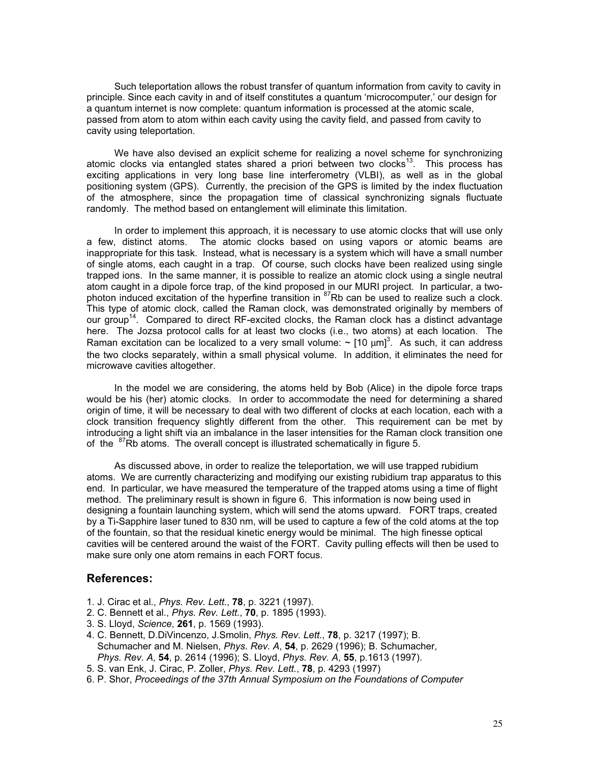Such teleportation allows the robust transfer of quantum information from cavity to cavity in principle. Since each cavity in and of itself constitutes a quantum 'microcomputer,' our design for a quantum internet is now complete: quantum information is processed at the atomic scale, passed from atom to atom within each cavity using the cavity field, and passed from cavity to cavity using teleportation.

We have also devised an explicit scheme for realizing a novel scheme for synchronizing atomic clocks via entangled states shared a priori between two clocks[13]. This process has exciting applications in very long base line interferometry (VLBI), as well as in the global positioning system (GPS). Currently, the precision of the GPS is limited by the index fluctuation of the atmosphere, since the propagation time of classical synchronizing signals fluctuate randomly. The method based on entanglement will eliminate this limitation.

In order to implement this approach, it is necessary to use atomic clocks that will use only a few, distinct atoms. The atomic clocks based on using vapors or atomic beams are inappropriate for this task. Instead, what is necessary is a system which will have a small number of single atoms, each caught in a trap. Of course, such clocks have been realized using single trapped ions. In the same manner, it is possible to realize an atomic clock using a single neutral atom caught in a dipole force trap, of the kind proposed in our MURI project. In particular, a two-photon induced excitation of the hyperfine transition in $^{87}$Rb can be used to realize such a clock. This type of atomic clock, called the Raman clock, was demonstrated originally by members of our group[14]. Compared to direct RF-excited clocks, the Raman clock has a distinct advantage here. The Jozsa protocol calls for at least two clocks (i.e., two atoms) at each location. The Raman excitation can be localized to a very small volume: ~ $[10\ \mu\text{m}]^3$. As such, it can address the two clocks separately, within a small physical volume. In addition, it eliminates the need for microwave cavities altogether.

In the model we are considering, the atoms held by Bob (Alice) in the dipole force traps would be his (her) atomic clocks. In order to accommodate the need for determining a shared origin of time, it will be necessary to deal with two different of clocks at each location, each with a clock transition frequency slightly different from the other. This requirement can be met by introducing a light shift via an imbalance in the laser intensities for the Raman clock transition one of the $^{87}$Rb atoms. The overall concept is illustrated schematically in figure 5.

As discussed above, in order to realize the teleportation, we will use trapped rubidium atoms. We are currently characterizing and modifying our existing rubidium trap apparatus to this end. In particular, we have measured the temperature of the trapped atoms using a time of flight method. The preliminary result is shown in figure 6. This information is now being used in designing a fountain launching system, which will send the atoms upward. FORT traps, created by a Ti-Sapphire laser tuned to 830 nm, will be used to capture a few of the cold atoms at the top of the fountain, so that the residual kinetic energy would be minimal. The high finesse optical cavities will be centered around the waist of the FORT. Cavity pulling effects will then be used to make sure only one atom remains in each FORT focus.

## References:

1. J. Cirac et al., *Phys. Rev. Lett.*, **78**, p. 3221 (1997).
2. C. Bennett et al., *Phys. Rev. Lett.*, **70**, p. 1895 (1993).
3. S. Lloyd, *Science*, **261**, p. 1569 (1993).
4. C. Bennett, D.DiVincenzo, J.Smolin, *Phys. Rev. Lett.*, **78**, p. 3217 (1997); B. Schumacher and M. Nielsen, *Phys. Rev. A*, **54**, p. 2629 (1996); B. Schumacher, *Phys. Rev. A*, **54**, p. 2614 (1996); S. Lloyd, *Phys. Rev. A*, **55**, p.1613 (1997).
5. S. van Enk, J. Cirac, P. Zoller, *Phys. Rev. Lett.*, **78**, p. 4293 (1997)
6. P. Shor, *Proceedings of the 37th Annual Symposium on the Foundations of Computer*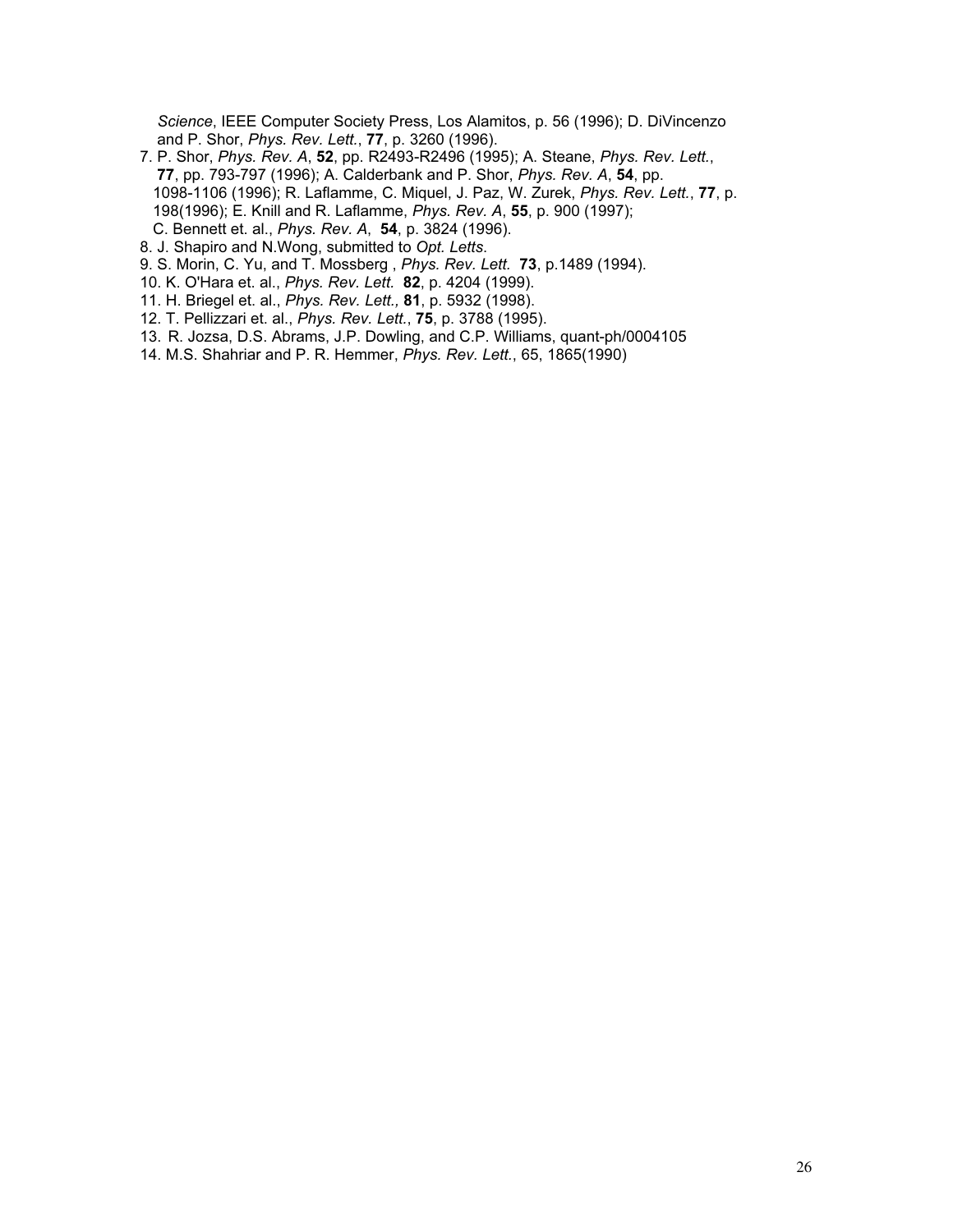*Science*, IEEE Computer Society Press, Los Alamitos, p. 56 (1996); D. DiVincenzo and P. Shor, *Phys. Rev. Lett.*, **77**, p. 3260 (1996).

7. P. Shor, *Phys. Rev. A*, **52**, pp. R2493-R2496 (1995); A. Steane, *Phys. Rev. Lett.*, **77**, pp. 793-797 (1996); A. Calderbank and P. Shor, *Phys. Rev. A*, **54**, pp. 1098-1106 (1996); R. Laflamme, C. Miquel, J. Paz, W. Zurek, *Phys. Rev. Lett.*, **77**, p. 198(1996); E. Knill and R. Laflamme, *Phys. Rev. A*, **55**, p. 900 (1997); C. Bennett et. al., *Phys. Rev. A*, **54**, p. 3824 (1996).
8. J. Shapiro and N.Wong, submitted to *Opt. Letts*.
9. S. Morin, C. Yu, and T. Mossberg , *Phys. Rev. Lett.* **73**, p.1489 (1994).
10. K. O'Hara et. al., *Phys. Rev. Lett.* **82**, p. 4204 (1999).
11. H. Briegel et. al., *Phys. Rev. Lett.,* **81**, p. 5932 (1998).
12. T. Pellizzari et. al., *Phys. Rev. Lett.*, **75**, p. 3788 (1995).
13. R. Jozsa, D.S. Abrams, J.P. Dowling, and C.P. Williams, quant-ph/0004105
14. M.S. Shahriar and P. R. Hemmer, *Phys. Rev. Lett.*, 65, 1865(1990)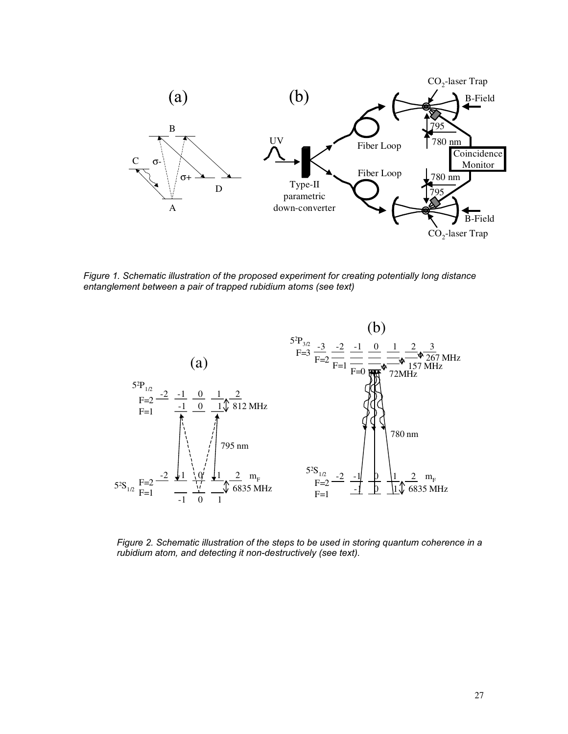*Figure 1. Schematic illustration of the proposed experiment for creating potentially long distance entanglement between a pair of trapped rubidium atoms (see text)*

*Figure 2. Schematic illustration of the steps to be used in storing quantum coherence in a rubidium atom, and detecting it non-destructively (see text).*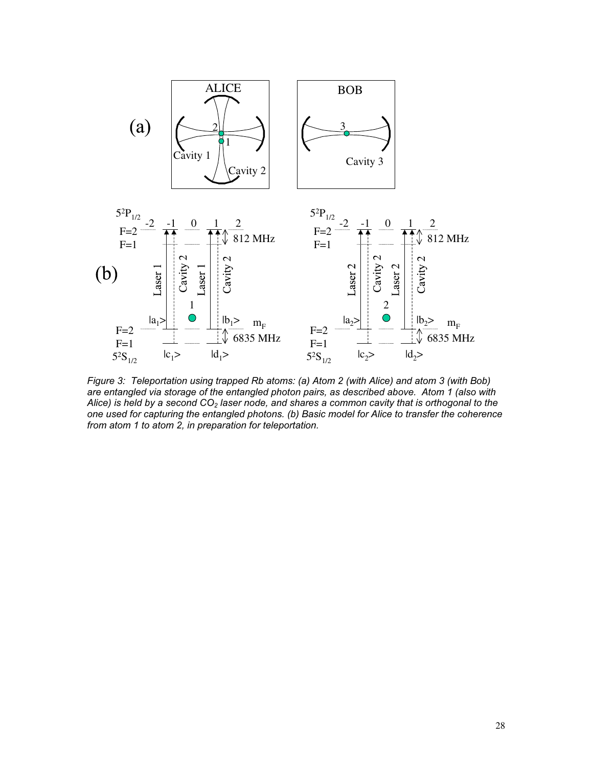*Figure 3: Teleportation using trapped Rb atoms: (a) Atom 2 (with Alice) and atom 3 (with Bob) are entangled via storage of the entangled photon pairs, as described above. Atom 1 (also with Alice) is held by a second $CO_2$ laser node, and shares a common cavity that is orthogonal to the one used for capturing the entangled photons. (b) Basic model for Alice to transfer the coherence from atom 1 to atom 2, in preparation for teleportation.*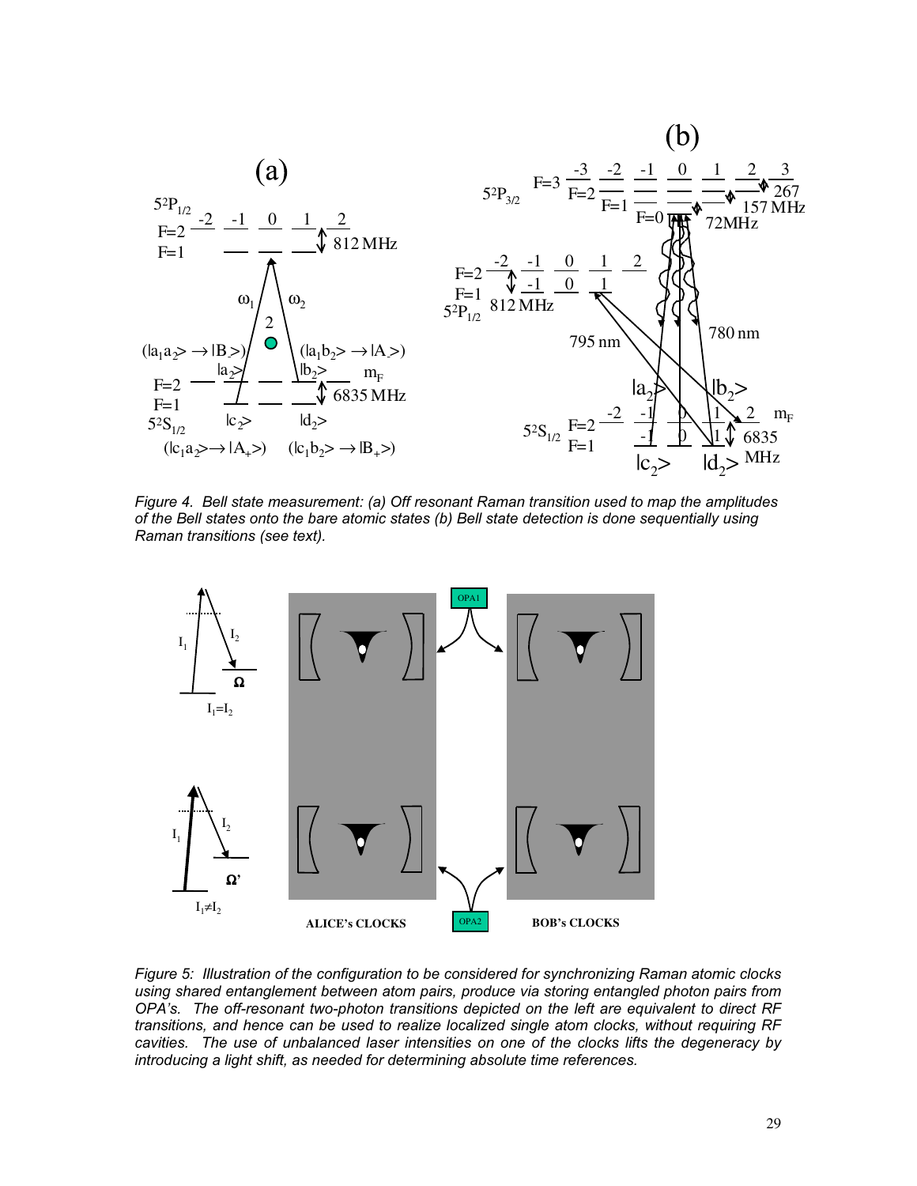*Figure 4. Bell state measurement: (a) Off resonant Raman transition used to map the amplitudes of the Bell states onto the bare atomic states (b) Bell state detection is done sequentially using Raman transitions (see text).*

*Figure 5: Illustration of the configuration to be considered for synchronizing Raman atomic clocks using shared entanglement between atom pairs, produce via storing entangled photon pairs from OPA's. The off-resonant two-photon transitions depicted on the left are equivalent to direct RF transitions, and hence can be used to realize localized single atom clocks, without requiring RF cavities. The use of unbalanced laser intensities on one of the clocks lifts the degeneracy by introducing a light shift, as needed for determining absolute time references.*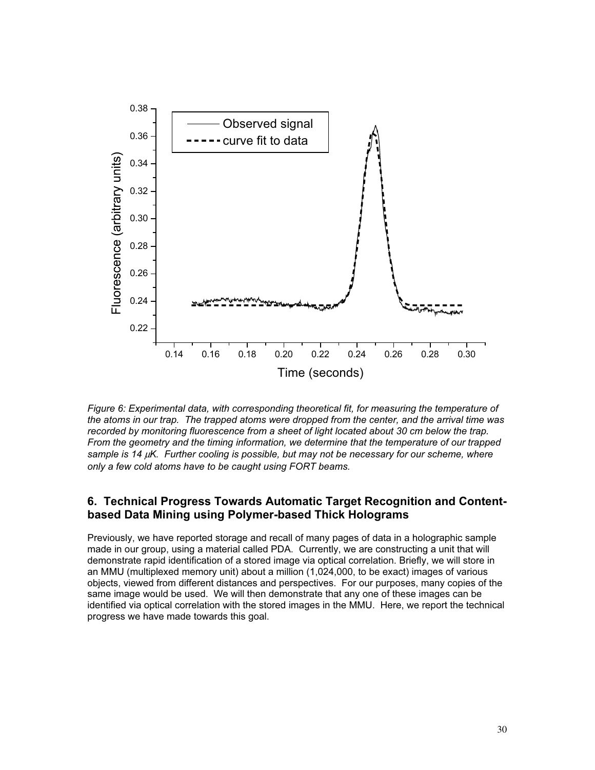*Figure 6: Experimental data, with corresponding theoretical fit, for measuring the temperature of the atoms in our trap. The trapped atoms were dropped from the center, and the arrival time was recorded by monitoring fluorescence from a sheet of light located about 30 cm below the trap. From the geometry and the timing information, we determine that the temperature of our trapped sample is 14 μK. Further cooling is possible, but may not be necessary for our scheme, where only a few cold atoms have to be caught using FORT beams.*

## 6. Technical Progress Towards Automatic Target Recognition and Content-based Data Mining using Polymer-based Thick Holograms

Previously, we have reported storage and recall of many pages of data in a holographic sample made in our group, using a material called PDA. Currently, we are constructing a unit that will demonstrate rapid identification of a stored image via optical correlation. Briefly, we will store in an MMU (multiplexed memory unit) about a million (1,024,000, to be exact) images of various objects, viewed from different distances and perspectives. For our purposes, many copies of the same image would be used. We will then demonstrate that any one of these images can be identified via optical correlation with the stored images in the MMU. Here, we report the technical progress we have made towards this goal.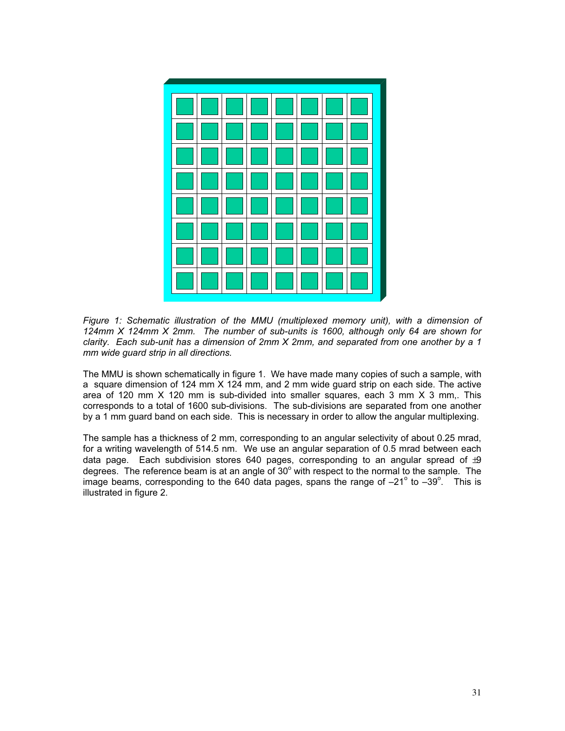*Figure 1: Schematic illustration of the MMU (multiplexed memory unit), with a dimension of 124mm X 124mm X 2mm. The number of sub-units is 1600, although only 64 are shown for clarity. Each sub-unit has a dimension of 2mm X 2mm, and separated from one another by a 1 mm wide guard strip in all directions.*

The MMU is shown schematically in figure 1. We have made many copies of such a sample, with a square dimension of 124 mm X 124 mm, and 2 mm wide guard strip on each side. The active area of 120 mm X 120 mm is sub-divided into smaller squares, each 3 mm X 3 mm,. This corresponds to a total of 1600 sub-divisions. The sub-divisions are separated from one another by a 1 mm guard band on each side. This is necessary in order to allow the angular multiplexing.

The sample has a thickness of 2 mm, corresponding to an angular selectivity of about 0.25 mrad, for a writing wavelength of 514.5 nm. We use an angular separation of 0.5 mrad between each data page. Each subdivision stores 640 pages, corresponding to an angular spread of $\pm 9$ degrees. The reference beam is at an angle of $30^{o}$ with respect to the normal to the sample. The image beams, corresponding to the 640 data pages, spans the range of $-21^{o}$ to $-39^{o}$. This is illustrated in figure 2.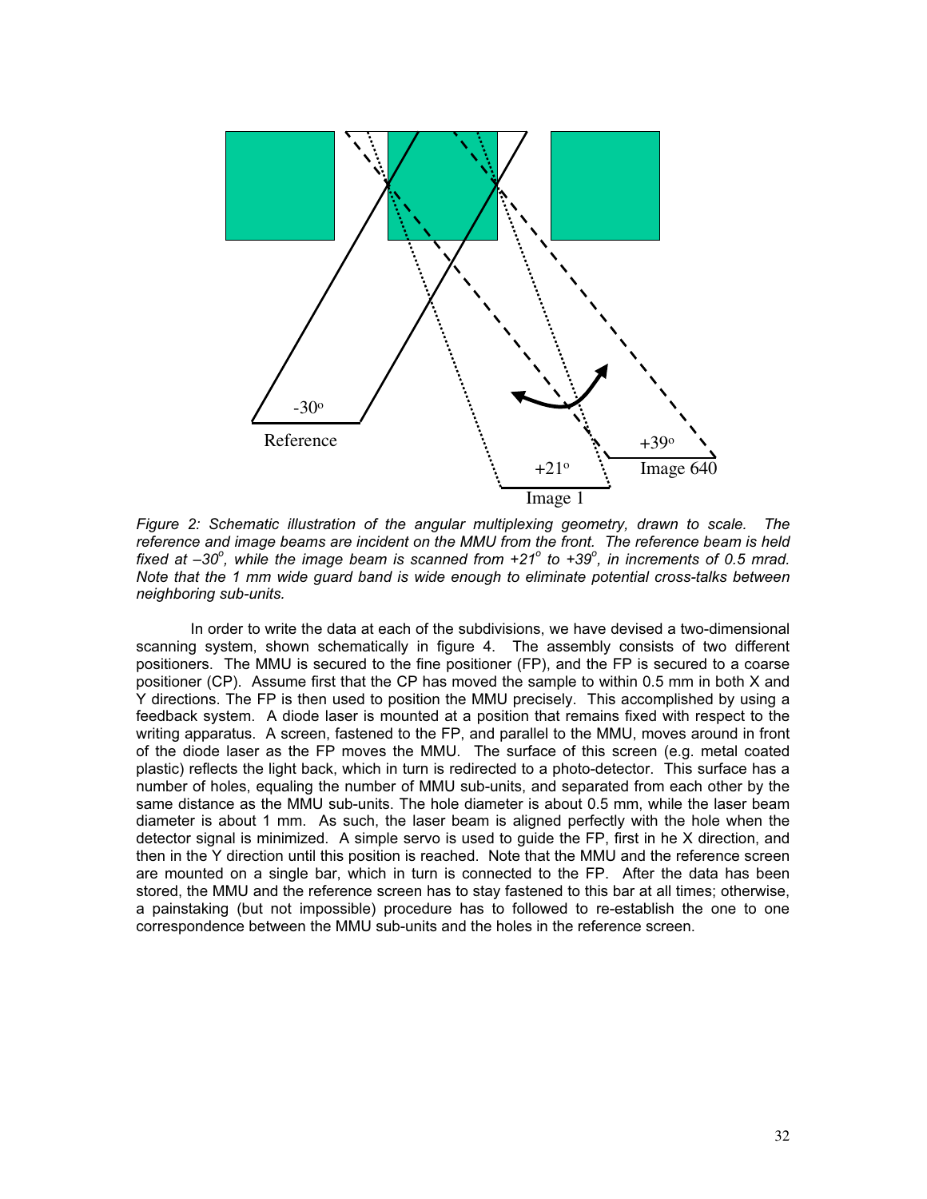*Figure 2: Schematic illustration of the angular multiplexing geometry, drawn to scale. The reference and image beams are incident on the MMU from the front. The reference beam is held fixed at –30$^o$, while the image beam is scanned from +21$^o$ to +39$^o$, in increments of 0.5 mrad. Note that the 1 mm wide guard band is wide enough to eliminate potential cross-talks between neighboring sub-units.*

In order to write the data at each of the subdivisions, we have devised a two-dimensional scanning system, shown schematically in figure 4. The assembly consists of two different positioners. The MMU is secured to the fine positioner (FP), and the FP is secured to a coarse positioner (CP). Assume first that the CP has moved the sample to within 0.5 mm in both X and Y directions. The FP is then used to position the MMU precisely. This accomplished by using a feedback system. A diode laser is mounted at a position that remains fixed with respect to the writing apparatus. A screen, fastened to the FP, and parallel to the MMU, moves around in front of the diode laser as the FP moves the MMU. The surface of this screen (e.g. metal coated plastic) reflects the light back, which in turn is redirected to a photo-detector. This surface has a number of holes, equaling the number of MMU sub-units, and separated from each other by the same distance as the MMU sub-units. The hole diameter is about 0.5 mm, while the laser beam diameter is about 1 mm. As such, the laser beam is aligned perfectly with the hole when the detector signal is minimized. A simple servo is used to guide the FP, first in he X direction, and then in the Y direction until this position is reached. Note that the MMU and the reference screen are mounted on a single bar, which in turn is connected to the FP. After the data has been stored, the MMU and the reference screen has to stay fastened to this bar at all times; otherwise, a painstaking (but not impossible) procedure has to followed to re-establish the one to one correspondence between the MMU sub-units and the holes in the reference screen.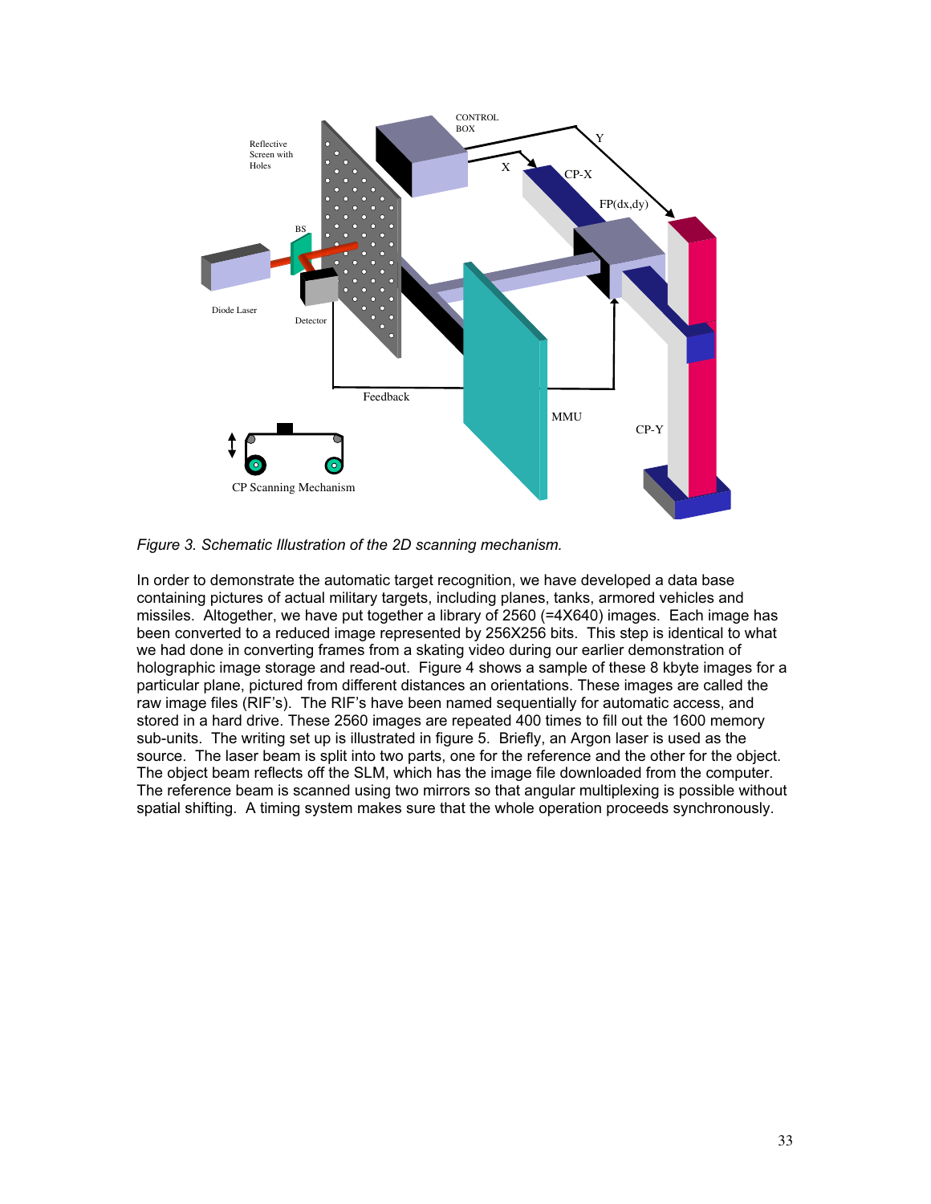*Figure 3. Schematic Illustration of the 2D scanning mechanism.*

In order to demonstrate the automatic target recognition, we have developed a data base containing pictures of actual military targets, including planes, tanks, armored vehicles and missiles. Altogether, we have put together a library of 2560 (=4X640) images. Each image has been converted to a reduced image represented by 256X256 bits. This step is identical to what we had done in converting frames from a skating video during our earlier demonstration of holographic image storage and read-out. Figure 4 shows a sample of these 8 kbyte images for a particular plane, pictured from different distances an orientations. These images are called the raw image files (RIF's). The RIF's have been named sequentially for automatic access, and stored in a hard drive. These 2560 images are repeated 400 times to fill out the 1600 memory sub-units. The writing set up is illustrated in figure 5. Briefly, an Argon laser is used as the source. The laser beam is split into two parts, one for the reference and the other for the object. The object beam reflects off the SLM, which has the image file downloaded from the computer. The reference beam is scanned using two mirrors so that angular multiplexing is possible without spatial shifting. A timing system makes sure that the whole operation proceeds synchronously.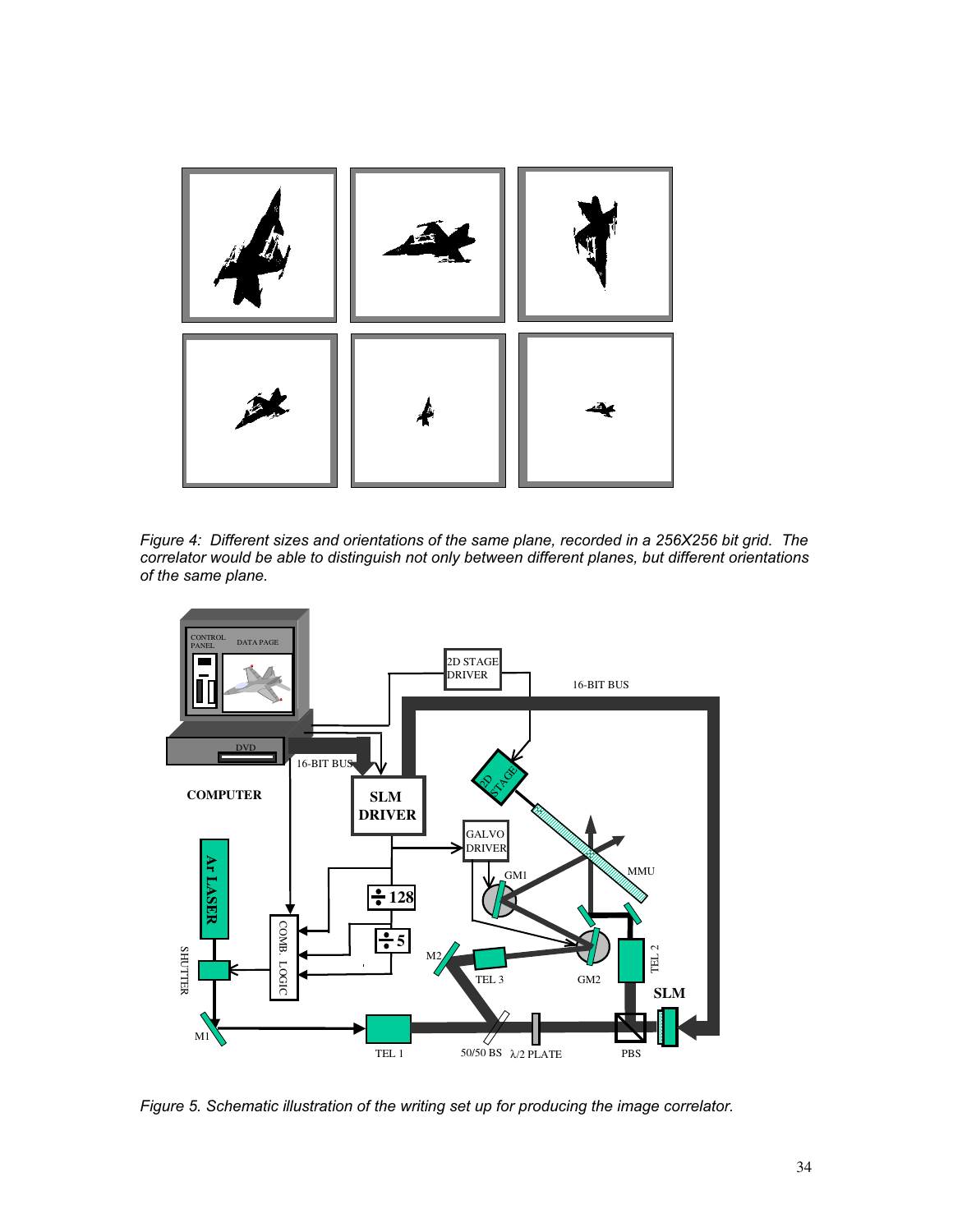*Figure 4: Different sizes and orientations of the same plane, recorded in a 256X256 bit grid. The correlator would be able to distinguish not only between different planes, but different orientations of the same plane.*

*Figure 5. Schematic illustration of the writing set up for producing the image correlator.*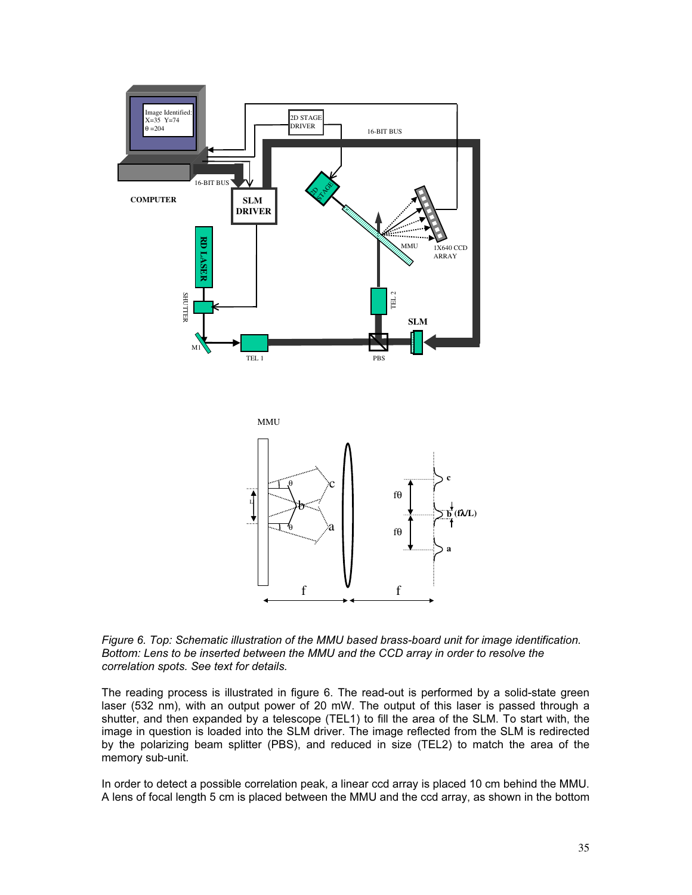*Figure 6. Top: Schematic illustration of the MMU based brass-board unit for image identification. Bottom: Lens to be inserted between the MMU and the CCD array in order to resolve the correlation spots. See text for details.*

The reading process is illustrated in figure 6. The read-out is performed by a solid-state green laser (532 nm), with an output power of 20 mW. The output of this laser is passed through a shutter, and then expanded by a telescope (TEL1) to fill the area of the SLM. To start with, the image in question is loaded into the SLM driver. The image reflected from the SLM is redirected by the polarizing beam splitter (PBS), and reduced in size (TEL2) to match the area of the memory sub-unit.

In order to detect a possible correlation peak, a linear ccd array is placed 10 cm behind the MMU. A lens of focal length 5 cm is placed between the MMU and the ccd array, as shown in the bottom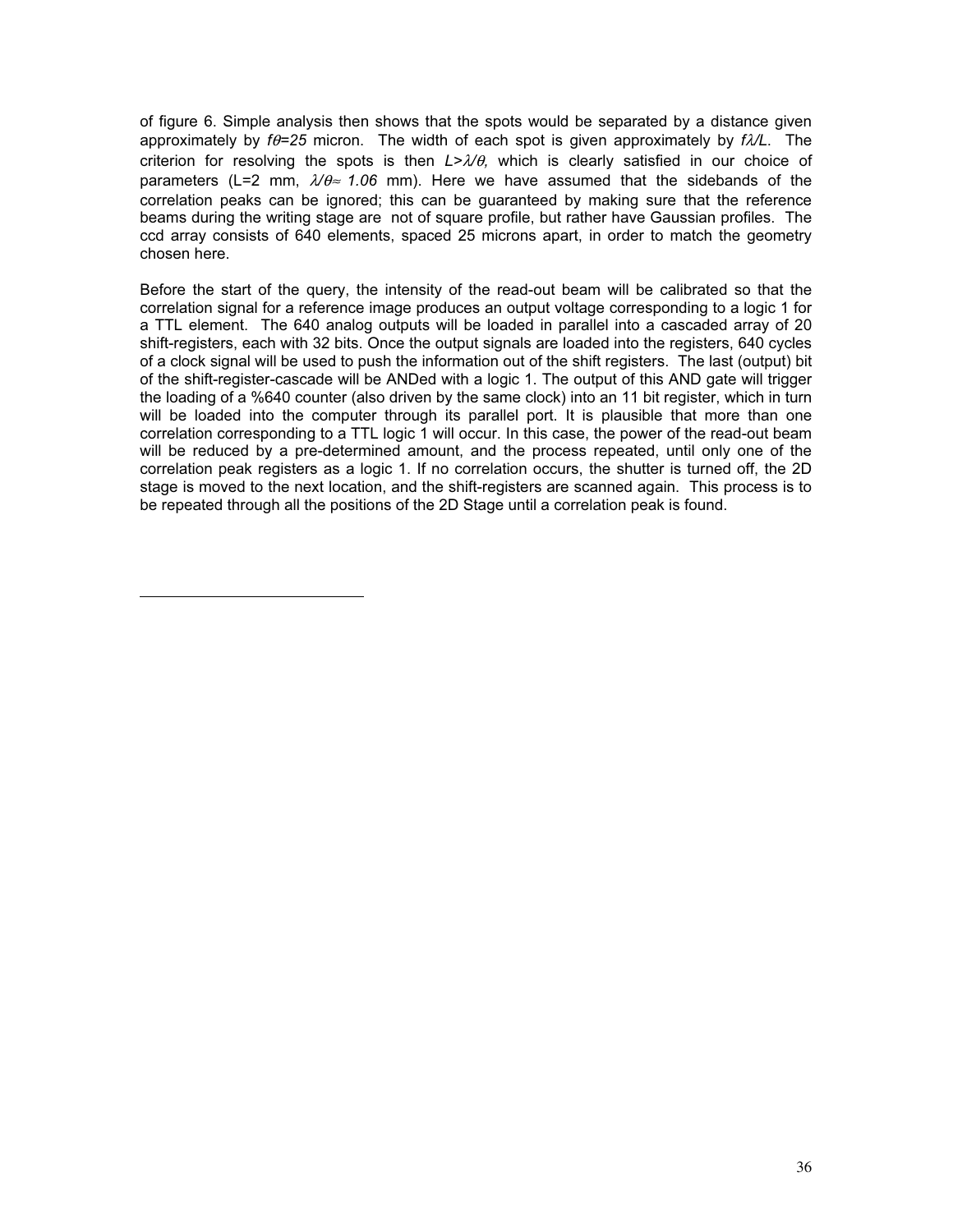of figure 6. Simple analysis then shows that the spots would be separated by a distance given approximately by $f\theta=25$ micron. The width of each spot is given approximately by $f\lambda/L$. The criterion for resolving the spots is then $L>\lambda/\theta$, which is clearly satisfied in our choice of parameters (L=2 mm, $\lambda/\theta\approx 1.06$ mm). Here we have assumed that the sidebands of the correlation peaks can be ignored; this can be guaranteed by making sure that the reference beams during the writing stage are not of square profile, but rather have Gaussian profiles. The ccd array consists of 640 elements, spaced 25 microns apart, in order to match the geometry chosen here.

Before the start of the query, the intensity of the read-out beam will be calibrated so that the correlation signal for a reference image produces an output voltage corresponding to a logic 1 for a TTL element. The 640 analog outputs will be loaded in parallel into a cascaded array of 20 shift-registers, each with 32 bits. Once the output signals are loaded into the registers, 640 cycles of a clock signal will be used to push the information out of the shift registers. The last (output) bit of the shift-register-cascade will be ANDed with a logic 1. The output of this AND gate will trigger the loading of a %640 counter (also driven by the same clock) into an 11 bit register, which in turn will be loaded into the computer through its parallel port. It is plausible that more than one correlation corresponding to a TTL logic 1 will occur. In this case, the power of the read-out beam will be reduced by a pre-determined amount, and the process repeated, until only one of the correlation peak registers as a logic 1. If no correlation occurs, the shutter is turned off, the 2D stage is moved to the next location, and the shift-registers are scanned again. This process is to be repeated through all the positions of the 2D Stage until a correlation peak is found.